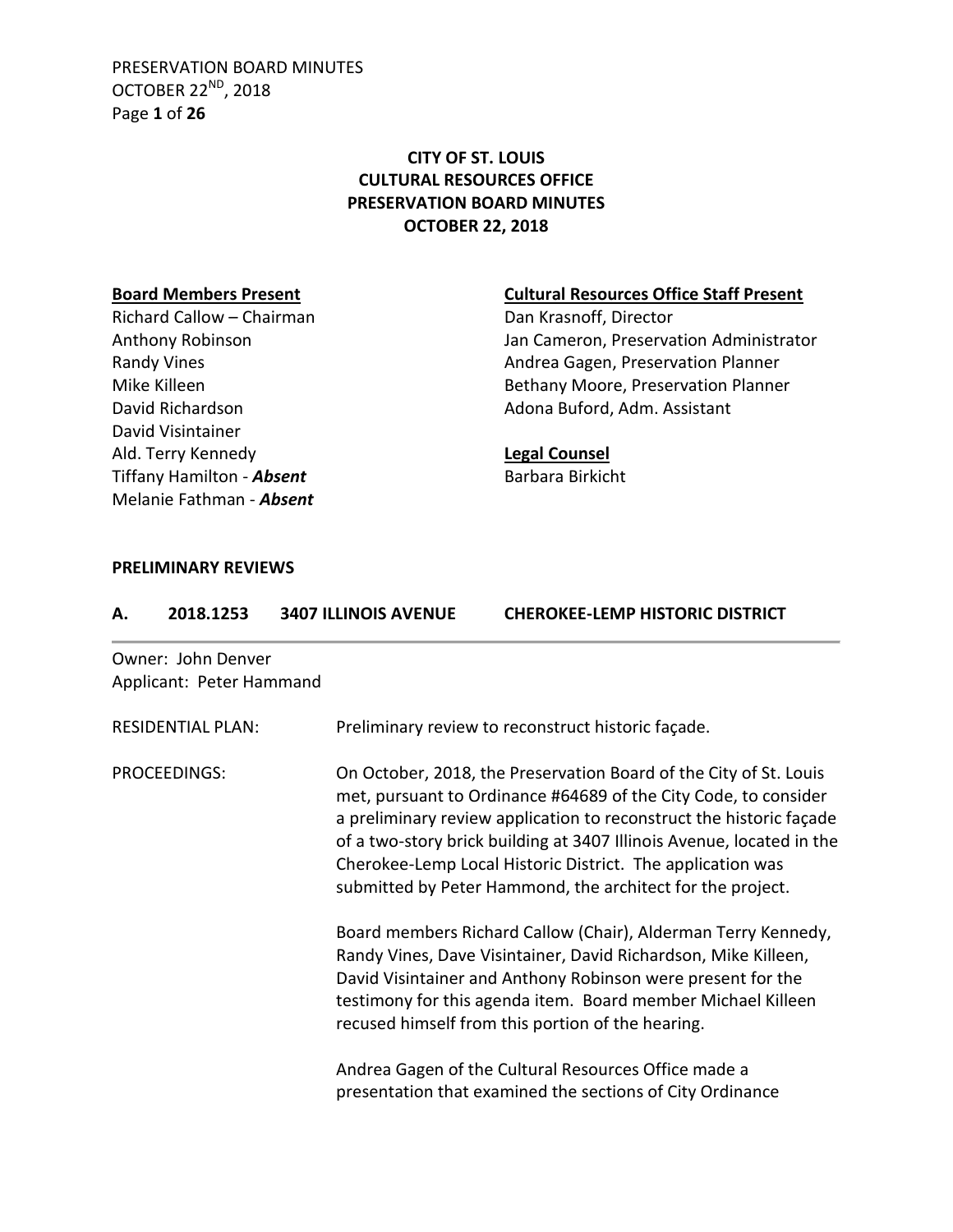# CITY OF ST. LOUIS
# CULTURAL RESOURCES OFFICE
# PRESERVATION BOARD MINUTES
# OCTOBER 22, 2018

**Board Members Present**

Richard Callow – Chairman
Anthony Robinson
Randy Vines
Mike Killeen
David Richardson
David Visintainer
Ald. Terry Kennedy
Tiffany Hamilton - ***Absent***
Melanie Fathman - ***Absent***

**Cultural Resources Office Staff Present**

Dan Krasnoff, Director
Jan Cameron, Preservation Administrator
Andrea Gagen, Preservation Planner
Bethany Moore, Preservation Planner
Adona Buford, Adm. Assistant

**Legal Counsel**

Barbara Birkicht

**PRELIMINARY REVIEWS**

## A. 2018.1253 3407 ILLINOIS AVENUE CHEROKEE-LEMP HISTORIC DISTRICT

Owner: John Denver
Applicant: Peter Hammand

RESIDENTIAL PLAN: Preliminary review to reconstruct historic façade.

PROCEEDINGS: On October, 2018, the Preservation Board of the City of St. Louis met, pursuant to Ordinance #64689 of the City Code, to consider a preliminary review application to reconstruct the historic façade of a two-story brick building at 3407 Illinois Avenue, located in the Cherokee-Lemp Local Historic District. The application was submitted by Peter Hammond, the architect for the project.

Board members Richard Callow (Chair), Alderman Terry Kennedy, Randy Vines, Dave Visintainer, David Richardson, Mike Killeen, David Visintainer and Anthony Robinson were present for the testimony for this agenda item. Board member Michael Killeen recused himself from this portion of the hearing.

Andrea Gagen of the Cultural Resources Office made a presentation that examined the sections of City Ordinance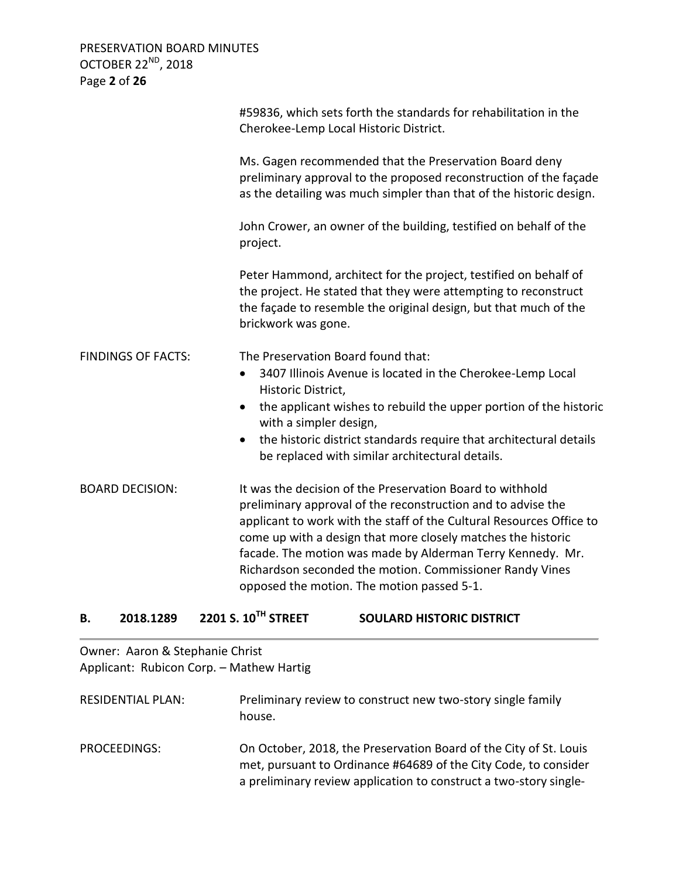#59836, which sets forth the standards for rehabilitation in the Cherokee-Lemp Local Historic District.

Ms. Gagen recommended that the Preservation Board deny preliminary approval to the proposed reconstruction of the façade as the detailing was much simpler than that of the historic design.

John Crower, an owner of the building, testified on behalf of the project.

Peter Hammond, architect for the project, testified on behalf of the project. He stated that they were attempting to reconstruct the façade to resemble the original design, but that much of the brickwork was gone.

FINDINGS OF FACTS: The Preservation Board found that:

- 3407 Illinois Avenue is located in the Cherokee-Lemp Local Historic District,
- the applicant wishes to rebuild the upper portion of the historic with a simpler design,
- the historic district standards require that architectural details be replaced with similar architectural details.

BOARD DECISION: It was the decision of the Preservation Board to withhold preliminary approval of the reconstruction and to advise the applicant to work with the staff of the Cultural Resources Office to come up with a design that more closely matches the historic facade. The motion was made by Alderman Terry Kennedy. Mr. Richardson seconded the motion. Commissioner Randy Vines opposed the motion. The motion passed 5-1.

## B. 2018.1289 2201 S. 10TH STREET SOULARD HISTORIC DISTRICT

Owner: Aaron & Stephanie Christ
Applicant: Rubicon Corp. – Mathew Hartig

RESIDENTIAL PLAN: Preliminary review to construct new two-story single family house.

PROCEEDINGS: On October, 2018, the Preservation Board of the City of St. Louis met, pursuant to Ordinance #64689 of the City Code, to consider a preliminary review application to construct a two-story single-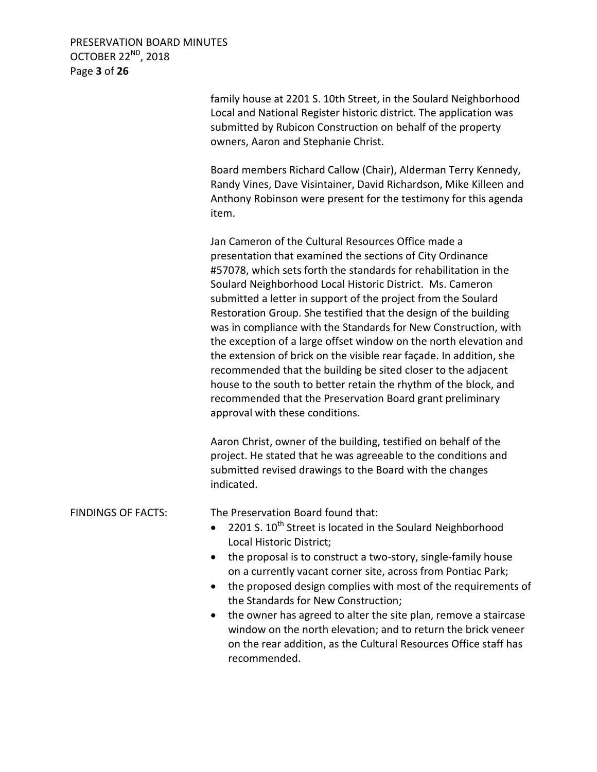family house at 2201 S. 10th Street, in the Soulard Neighborhood Local and National Register historic district. The application was submitted by Rubicon Construction on behalf of the property owners, Aaron and Stephanie Christ.

Board members Richard Callow (Chair), Alderman Terry Kennedy, Randy Vines, Dave Visintainer, David Richardson, Mike Killeen and Anthony Robinson were present for the testimony for this agenda item.

Jan Cameron of the Cultural Resources Office made a presentation that examined the sections of City Ordinance #57078, which sets forth the standards for rehabilitation in the Soulard Neighborhood Local Historic District. Ms. Cameron submitted a letter in support of the project from the Soulard Restoration Group. She testified that the design of the building was in compliance with the Standards for New Construction, with the exception of a large offset window on the north elevation and the extension of brick on the visible rear façade. In addition, she recommended that the building be sited closer to the adjacent house to the south to better retain the rhythm of the block, and recommended that the Preservation Board grant preliminary approval with these conditions.

Aaron Christ, owner of the building, testified on behalf of the project. He stated that he was agreeable to the conditions and submitted revised drawings to the Board with the changes indicated.

FINDINGS OF FACTS: The Preservation Board found that:

- 2201 S. 10th Street is located in the Soulard Neighborhood Local Historic District;
- the proposal is to construct a two-story, single-family house on a currently vacant corner site, across from Pontiac Park;
- the proposed design complies with most of the requirements of the Standards for New Construction;
- the owner has agreed to alter the site plan, remove a staircase window on the north elevation; and to return the brick veneer on the rear addition, as the Cultural Resources Office staff has recommended.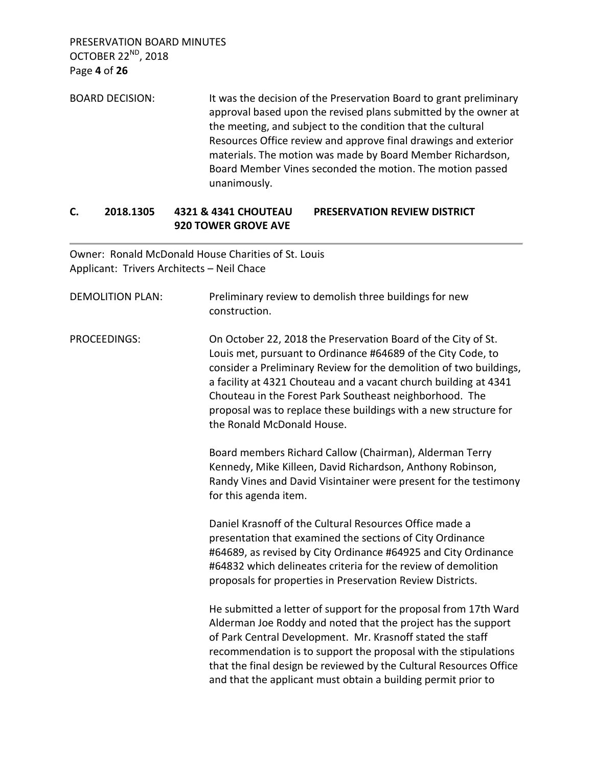BOARD DECISION: It was the decision of the Preservation Board to grant preliminary approval based upon the revised plans submitted by the owner at the meeting, and subject to the condition that the cultural Resources Office review and approve final drawings and exterior materials. The motion was made by Board Member Richardson, Board Member Vines seconded the motion. The motion passed unanimously.

## C. 2018.1305 4321 & 4341 CHOUTEAU 920 TOWER GROVE AVE PRESERVATION REVIEW DISTRICT

Owner: Ronald McDonald House Charities of St. Louis
Applicant: Trivers Architects – Neil Chace

DEMOLITION PLAN: Preliminary review to demolish three buildings for new construction.

PROCEEDINGS: On October 22, 2018 the Preservation Board of the City of St. Louis met, pursuant to Ordinance #64689 of the City Code, to consider a Preliminary Review for the demolition of two buildings, a facility at 4321 Chouteau and a vacant church building at 4341 Chouteau in the Forest Park Southeast neighborhood. The proposal was to replace these buildings with a new structure for the Ronald McDonald House.

Board members Richard Callow (Chairman), Alderman Terry Kennedy, Mike Killeen, David Richardson, Anthony Robinson, Randy Vines and David Visintainer were present for the testimony for this agenda item.

Daniel Krasnoff of the Cultural Resources Office made a presentation that examined the sections of City Ordinance #64689, as revised by City Ordinance #64925 and City Ordinance #64832 which delineates criteria for the review of demolition proposals for properties in Preservation Review Districts.

He submitted a letter of support for the proposal from 17th Ward Alderman Joe Roddy and noted that the project has the support of Park Central Development. Mr. Krasnoff stated the staff recommendation is to support the proposal with the stipulations that the final design be reviewed by the Cultural Resources Office and that the applicant must obtain a building permit prior to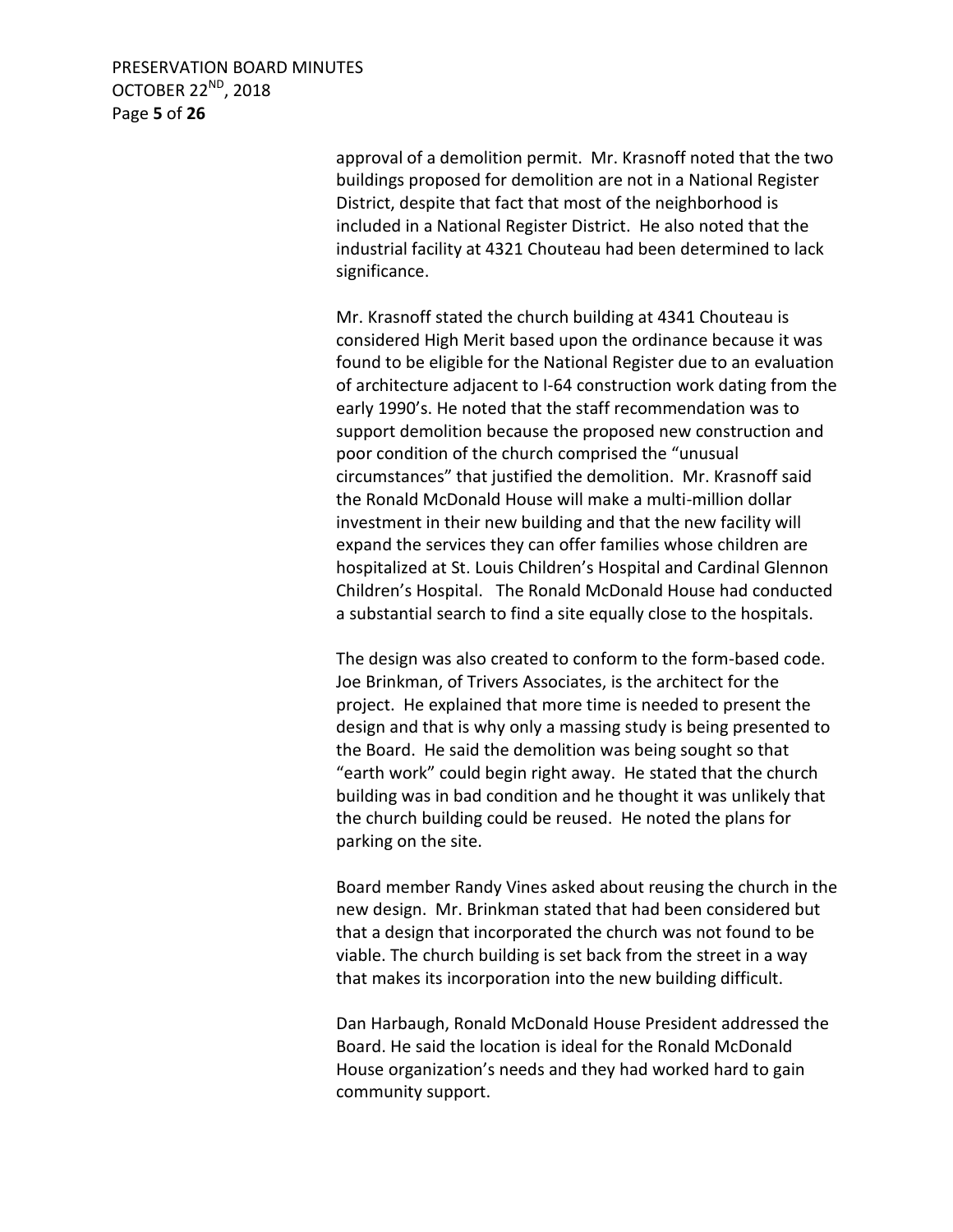approval of a demolition permit. Mr. Krasnoff noted that the two buildings proposed for demolition are not in a National Register District, despite that fact that most of the neighborhood is included in a National Register District. He also noted that the industrial facility at 4321 Chouteau had been determined to lack significance.

Mr. Krasnoff stated the church building at 4341 Chouteau is considered High Merit based upon the ordinance because it was found to be eligible for the National Register due to an evaluation of architecture adjacent to I-64 construction work dating from the early 1990's. He noted that the staff recommendation was to support demolition because the proposed new construction and poor condition of the church comprised the "unusual circumstances" that justified the demolition. Mr. Krasnoff said the Ronald McDonald House will make a multi-million dollar investment in their new building and that the new facility will expand the services they can offer families whose children are hospitalized at St. Louis Children's Hospital and Cardinal Glennon Children's Hospital. The Ronald McDonald House had conducted a substantial search to find a site equally close to the hospitals.

The design was also created to conform to the form-based code. Joe Brinkman, of Trivers Associates, is the architect for the project. He explained that more time is needed to present the design and that is why only a massing study is being presented to the Board. He said the demolition was being sought so that "earth work" could begin right away. He stated that the church building was in bad condition and he thought it was unlikely that the church building could be reused. He noted the plans for parking on the site.

Board member Randy Vines asked about reusing the church in the new design. Mr. Brinkman stated that had been considered but that a design that incorporated the church was not found to be viable. The church building is set back from the street in a way that makes its incorporation into the new building difficult.

Dan Harbaugh, Ronald McDonald House President addressed the Board. He said the location is ideal for the Ronald McDonald House organization's needs and they had worked hard to gain community support.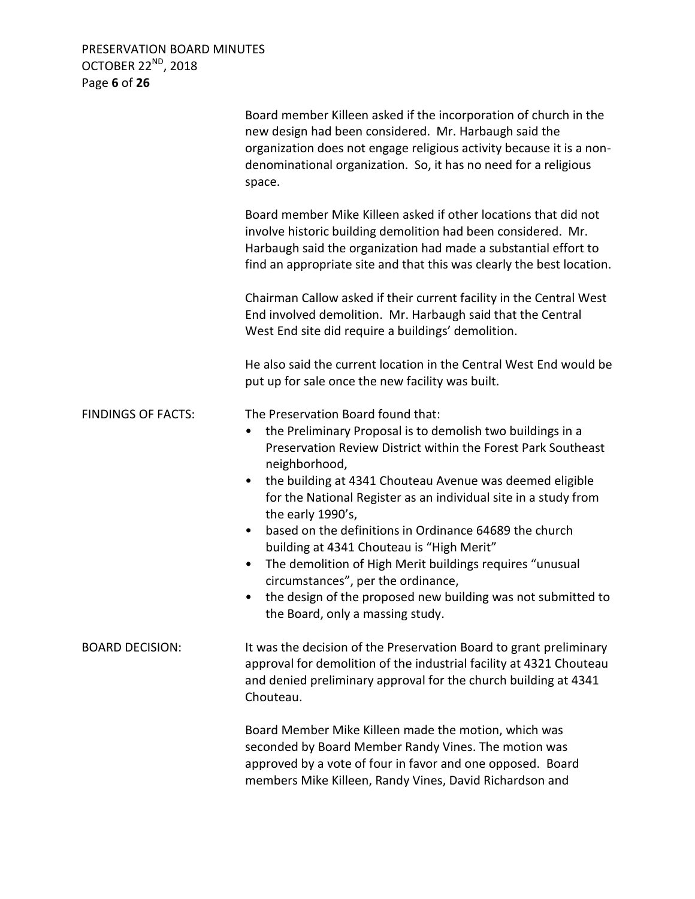Board member Killeen asked if the incorporation of church in the new design had been considered. Mr. Harbaugh said the organization does not engage religious activity because it is a non-denominational organization. So, it has no need for a religious space.

Board member Mike Killeen asked if other locations that did not involve historic building demolition had been considered. Mr. Harbaugh said the organization had made a substantial effort to find an appropriate site and that this was clearly the best location.

Chairman Callow asked if their current facility in the Central West End involved demolition. Mr. Harbaugh said that the Central West End site did require a buildings' demolition.

He also said the current location in the Central West End would be put up for sale once the new facility was built.

**FINDINGS OF FACTS:**

The Preservation Board found that:

- the Preliminary Proposal is to demolish two buildings in a Preservation Review District within the Forest Park Southeast neighborhood,
- the building at 4341 Chouteau Avenue was deemed eligible for the National Register as an individual site in a study from the early 1990's,
- based on the definitions in Ordinance 64689 the church building at 4341 Chouteau is "High Merit"
- The demolition of High Merit buildings requires "unusual circumstances", per the ordinance,
- the design of the proposed new building was not submitted to the Board, only a massing study.

**BOARD DECISION:**

It was the decision of the Preservation Board to grant preliminary approval for demolition of the industrial facility at 4321 Chouteau and denied preliminary approval for the church building at 4341 Chouteau.

Board Member Mike Killeen made the motion, which was seconded by Board Member Randy Vines. The motion was approved by a vote of four in favor and one opposed. Board members Mike Killeen, Randy Vines, David Richardson and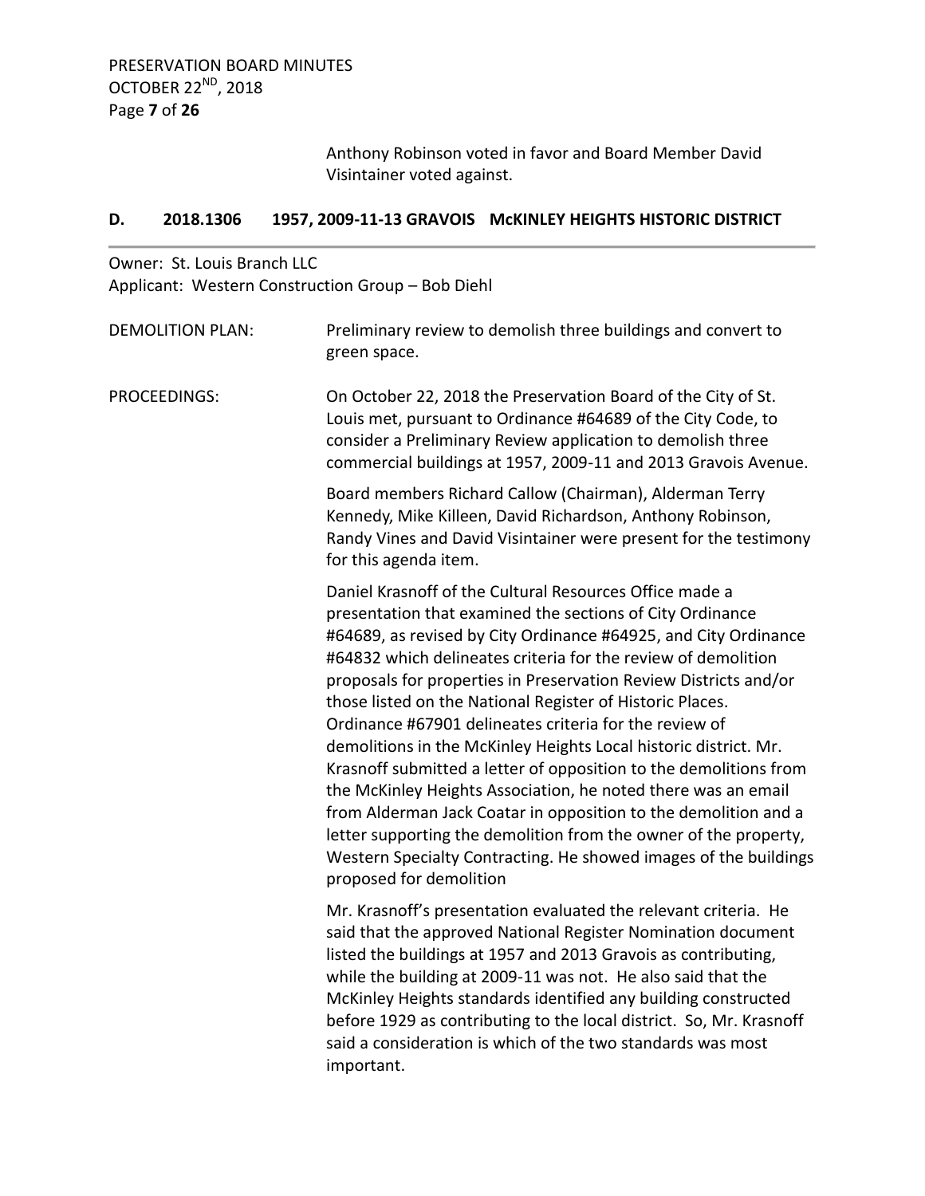Anthony Robinson voted in favor and Board Member David Visintainer voted against.

## D. 2018.1306 1957, 2009-11-13 GRAVOIS McKINLEY HEIGHTS HISTORIC DISTRICT

Owner: St. Louis Branch LLC
Applicant: Western Construction Group – Bob Diehl

DEMOLITION PLAN: Preliminary review to demolish three buildings and convert to green space.

PROCEEDINGS: On October 22, 2018 the Preservation Board of the City of St. Louis met, pursuant to Ordinance #64689 of the City Code, to consider a Preliminary Review application to demolish three commercial buildings at 1957, 2009-11 and 2013 Gravois Avenue.

Board members Richard Callow (Chairman), Alderman Terry Kennedy, Mike Killeen, David Richardson, Anthony Robinson, Randy Vines and David Visintainer were present for the testimony for this agenda item.

Daniel Krasnoff of the Cultural Resources Office made a presentation that examined the sections of City Ordinance #64689, as revised by City Ordinance #64925, and City Ordinance #64832 which delineates criteria for the review of demolition proposals for properties in Preservation Review Districts and/or those listed on the National Register of Historic Places. Ordinance #67901 delineates criteria for the review of demolitions in the McKinley Heights Local historic district. Mr. Krasnoff submitted a letter of opposition to the demolitions from the McKinley Heights Association, he noted there was an email from Alderman Jack Coatar in opposition to the demolition and a letter supporting the demolition from the owner of the property, Western Specialty Contracting. He showed images of the buildings proposed for demolition

Mr. Krasnoff's presentation evaluated the relevant criteria. He said that the approved National Register Nomination document listed the buildings at 1957 and 2013 Gravois as contributing, while the building at 2009-11 was not. He also said that the McKinley Heights standards identified any building constructed before 1929 as contributing to the local district. So, Mr. Krasnoff said a consideration is which of the two standards was most important.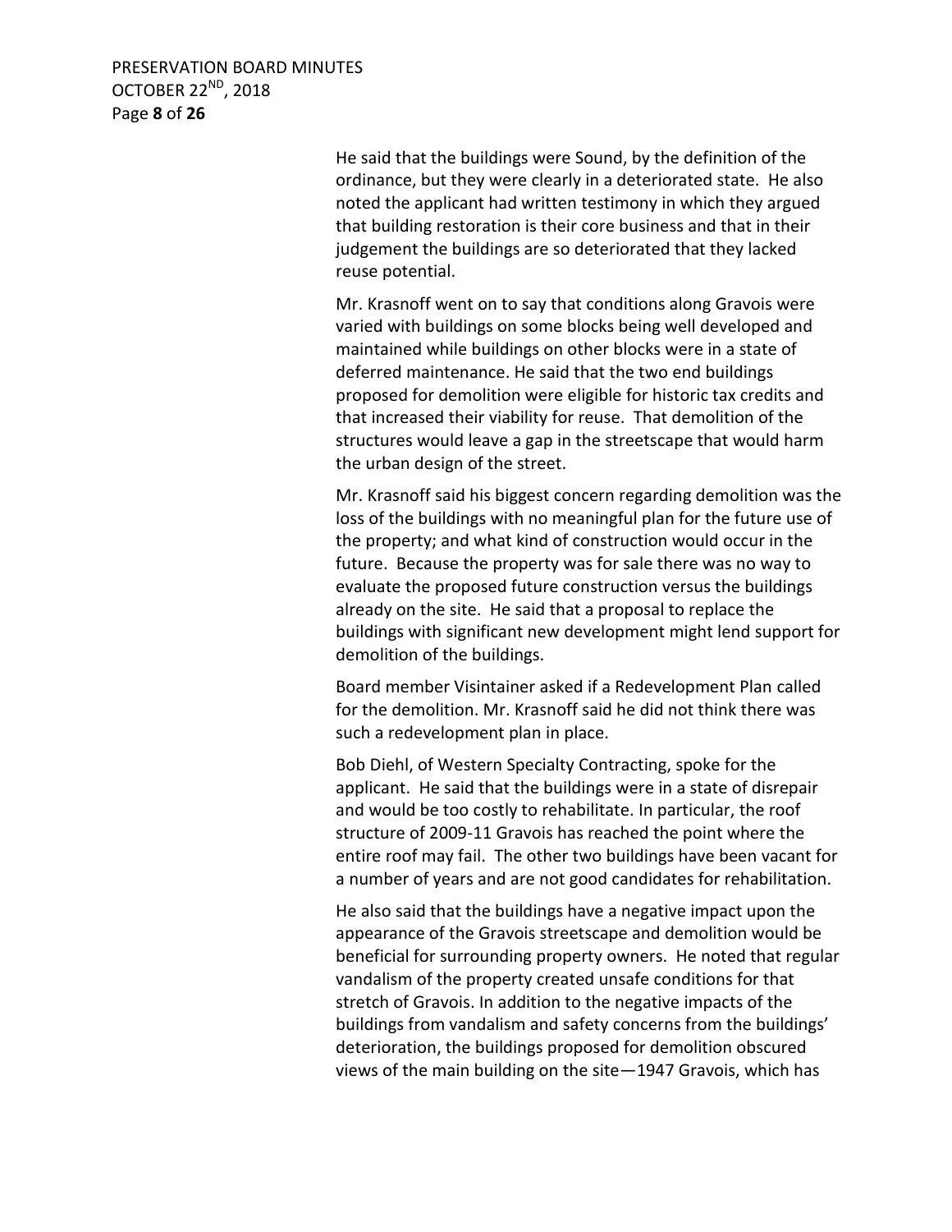He said that the buildings were Sound, by the definition of the ordinance, but they were clearly in a deteriorated state. He also noted the applicant had written testimony in which they argued that building restoration is their core business and that in their judgement the buildings are so deteriorated that they lacked reuse potential.

Mr. Krasnoff went on to say that conditions along Gravois were varied with buildings on some blocks being well developed and maintained while buildings on other blocks were in a state of deferred maintenance. He said that the two end buildings proposed for demolition were eligible for historic tax credits and that increased their viability for reuse. That demolition of the structures would leave a gap in the streetscape that would harm the urban design of the street.

Mr. Krasnoff said his biggest concern regarding demolition was the loss of the buildings with no meaningful plan for the future use of the property; and what kind of construction would occur in the future. Because the property was for sale there was no way to evaluate the proposed future construction versus the buildings already on the site. He said that a proposal to replace the buildings with significant new development might lend support for demolition of the buildings.

Board member Visintainer asked if a Redevelopment Plan called for the demolition. Mr. Krasnoff said he did not think there was such a redevelopment plan in place.

Bob Diehl, of Western Specialty Contracting, spoke for the applicant. He said that the buildings were in a state of disrepair and would be too costly to rehabilitate. In particular, the roof structure of 2009-11 Gravois has reached the point where the entire roof may fail. The other two buildings have been vacant for a number of years and are not good candidates for rehabilitation.

He also said that the buildings have a negative impact upon the appearance of the Gravois streetscape and demolition would be beneficial for surrounding property owners. He noted that regular vandalism of the property created unsafe conditions for that stretch of Gravois. In addition to the negative impacts of the buildings from vandalism and safety concerns from the buildings' deterioration, the buildings proposed for demolition obscured views of the main building on the site—1947 Gravois, which has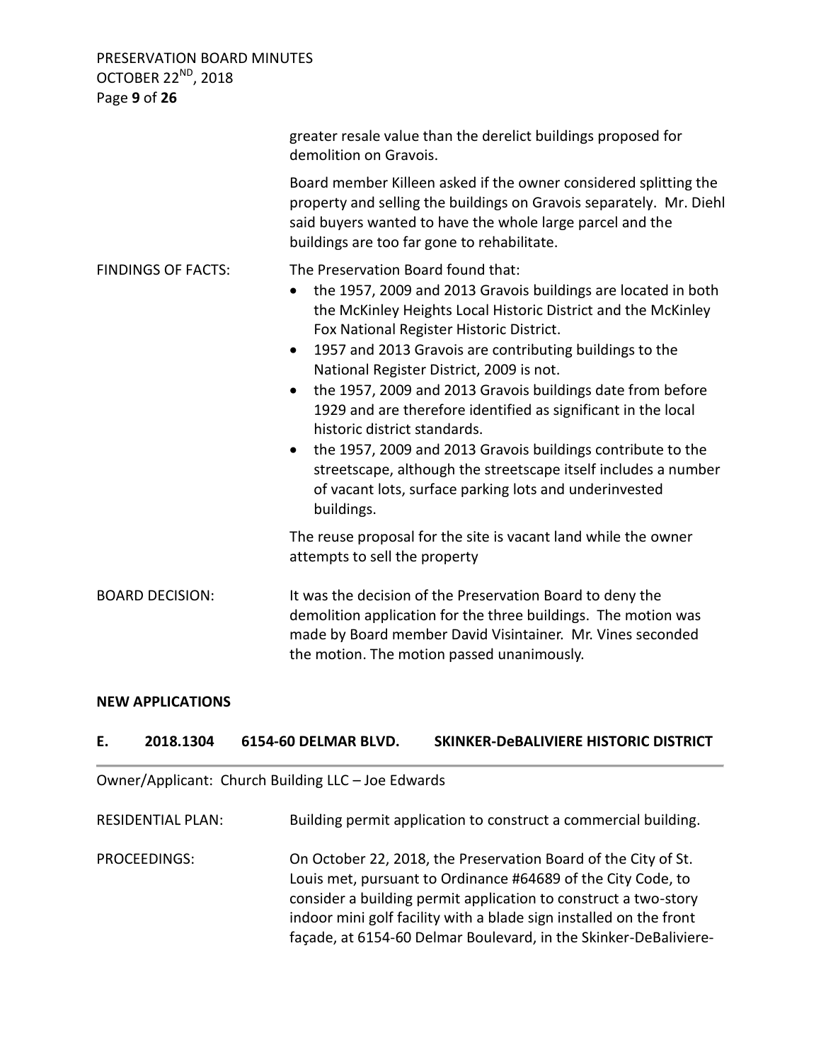greater resale value than the derelict buildings proposed for demolition on Gravois.

Board member Killeen asked if the owner considered splitting the property and selling the buildings on Gravois separately. Mr. Diehl said buyers wanted to have the whole large parcel and the buildings are too far gone to rehabilitate.

FINDINGS OF FACTS: The Preservation Board found that:

- the 1957, 2009 and 2013 Gravois buildings are located in both the McKinley Heights Local Historic District and the McKinley Fox National Register Historic District.
- 1957 and 2013 Gravois are contributing buildings to the National Register District, 2009 is not.
- the 1957, 2009 and 2013 Gravois buildings date from before 1929 and are therefore identified as significant in the local historic district standards.
- the 1957, 2009 and 2013 Gravois buildings contribute to the streetscape, although the streetscape itself includes a number of vacant lots, surface parking lots and underinvested buildings.

The reuse proposal for the site is vacant land while the owner attempts to sell the property

BOARD DECISION: It was the decision of the Preservation Board to deny the demolition application for the three buildings. The motion was made by Board member David Visintainer. Mr. Vines seconded the motion. The motion passed unanimously.

**NEW APPLICATIONS**

## E. 2018.1304 6154-60 DELMAR BLVD. SKINKER-DeBALIVIERE HISTORIC DISTRICT

Owner/Applicant: Church Building LLC – Joe Edwards

RESIDENTIAL PLAN: Building permit application to construct a commercial building.

PROCEEDINGS: On October 22, 2018, the Preservation Board of the City of St. Louis met, pursuant to Ordinance #64689 of the City Code, to consider a building permit application to construct a two-story indoor mini golf facility with a blade sign installed on the front façade, at 6154-60 Delmar Boulevard, in the Skinker-DeBaliviere-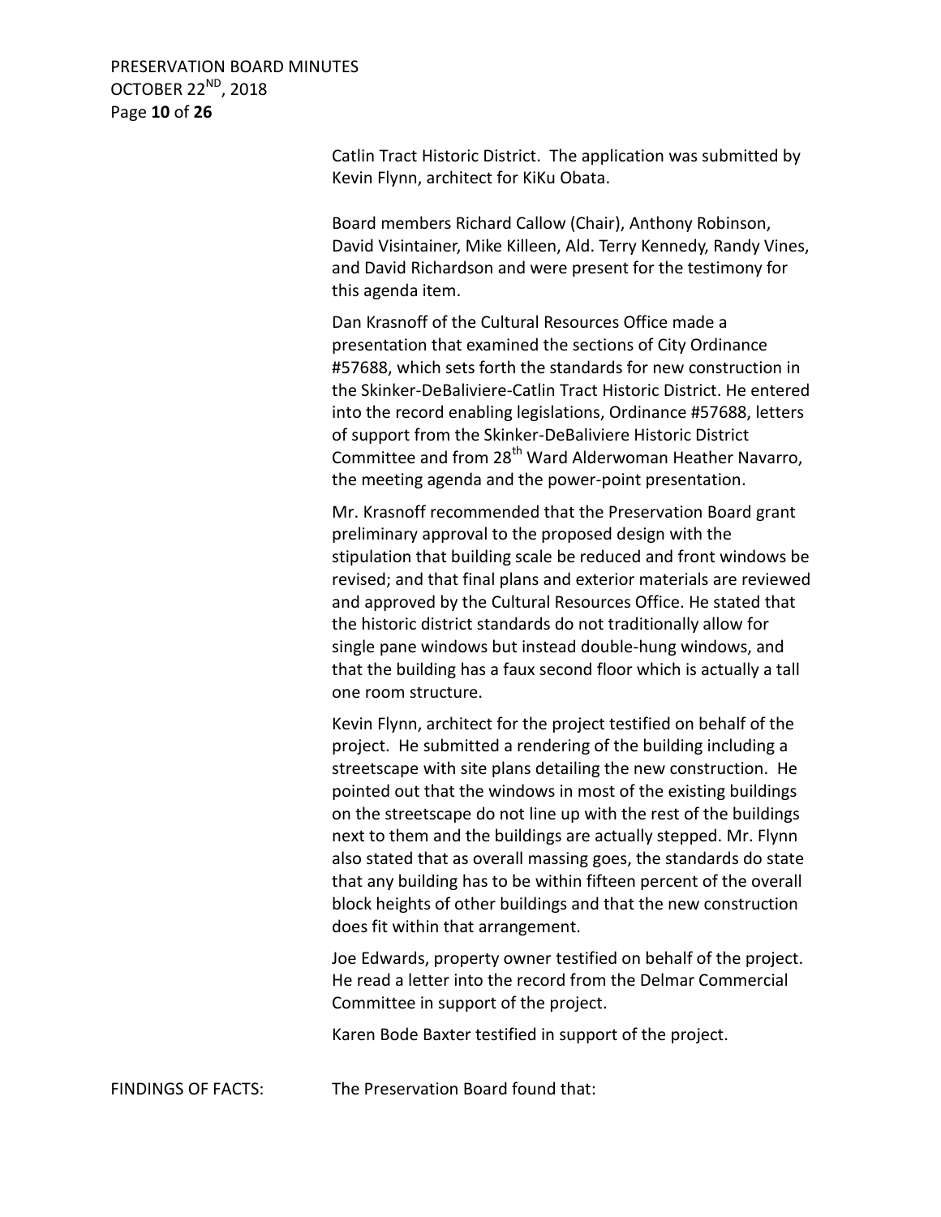Catlin Tract Historic District. The application was submitted by Kevin Flynn, architect for KiKu Obata.

Board members Richard Callow (Chair), Anthony Robinson, David Visintainer, Mike Killeen, Ald. Terry Kennedy, Randy Vines, and David Richardson and were present for the testimony for this agenda item.

Dan Krasnoff of the Cultural Resources Office made a presentation that examined the sections of City Ordinance #57688, which sets forth the standards for new construction in the Skinker-DeBaliviere-Catlin Tract Historic District. He entered into the record enabling legislations, Ordinance #57688, letters of support from the Skinker-DeBaliviere Historic District Committee and from 28th Ward Alderwoman Heather Navarro, the meeting agenda and the power-point presentation.

Mr. Krasnoff recommended that the Preservation Board grant preliminary approval to the proposed design with the stipulation that building scale be reduced and front windows be revised; and that final plans and exterior materials are reviewed and approved by the Cultural Resources Office. He stated that the historic district standards do not traditionally allow for single pane windows but instead double-hung windows, and that the building has a faux second floor which is actually a tall one room structure.

Kevin Flynn, architect for the project testified on behalf of the project. He submitted a rendering of the building including a streetscape with site plans detailing the new construction. He pointed out that the windows in most of the existing buildings on the streetscape do not line up with the rest of the buildings next to them and the buildings are actually stepped. Mr. Flynn also stated that as overall massing goes, the standards do state that any building has to be within fifteen percent of the overall block heights of other buildings and that the new construction does fit within that arrangement.

Joe Edwards, property owner testified on behalf of the project. He read a letter into the record from the Delmar Commercial Committee in support of the project.

Karen Bode Baxter testified in support of the project.

FINDINGS OF FACTS: The Preservation Board found that: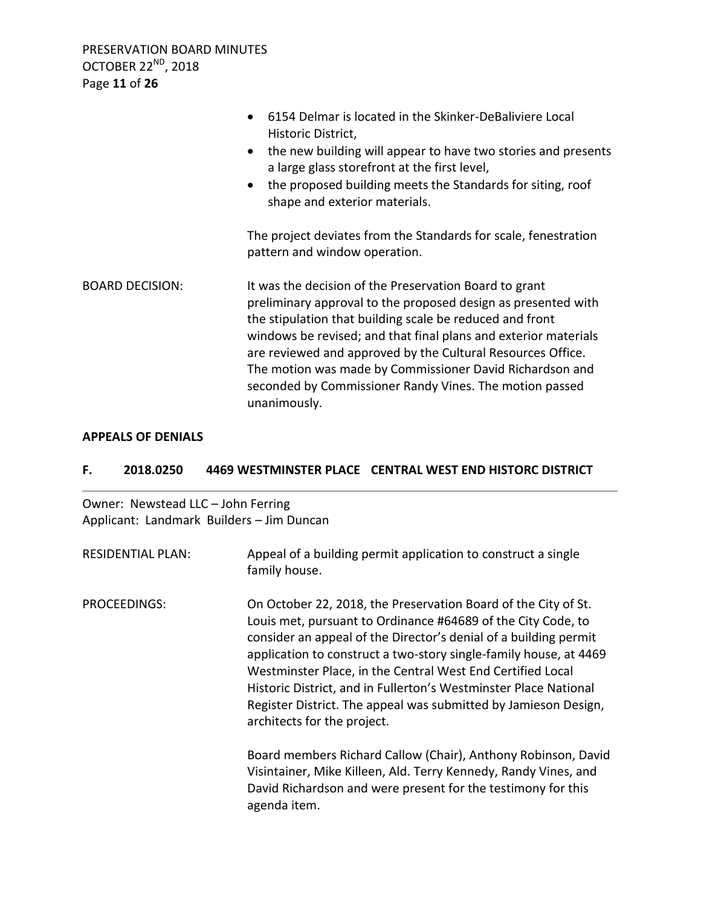- 6154 Delmar is located in the Skinker-DeBaliviere Local Historic District,
- the new building will appear to have two stories and presents a large glass storefront at the first level,
- the proposed building meets the Standards for siting, roof shape and exterior materials.

The project deviates from the Standards for scale, fenestration pattern and window operation.

BOARD DECISION: It was the decision of the Preservation Board to grant preliminary approval to the proposed design as presented with the stipulation that building scale be reduced and front windows be revised; and that final plans and exterior materials are reviewed and approved by the Cultural Resources Office. The motion was made by Commissioner David Richardson and seconded by Commissioner Randy Vines. The motion passed unanimously.

**APPEALS OF DENIALS**

## F. 2018.0250 4469 WESTMINSTER PLACE CENTRAL WEST END HISTORC DISTRICT

Owner: Newstead LLC – John Ferring
Applicant: Landmark Builders – Jim Duncan

RESIDENTIAL PLAN: Appeal of a building permit application to construct a single family house.

PROCEEDINGS: On October 22, 2018, the Preservation Board of the City of St. Louis met, pursuant to Ordinance #64689 of the City Code, to consider an appeal of the Director's denial of a building permit application to construct a two-story single-family house, at 4469 Westminster Place, in the Central West End Certified Local Historic District, and in Fullerton's Westminster Place National Register District. The appeal was submitted by Jamieson Design, architects for the project.

Board members Richard Callow (Chair), Anthony Robinson, David Visintainer, Mike Killeen, Ald. Terry Kennedy, Randy Vines, and David Richardson and were present for the testimony for this agenda item.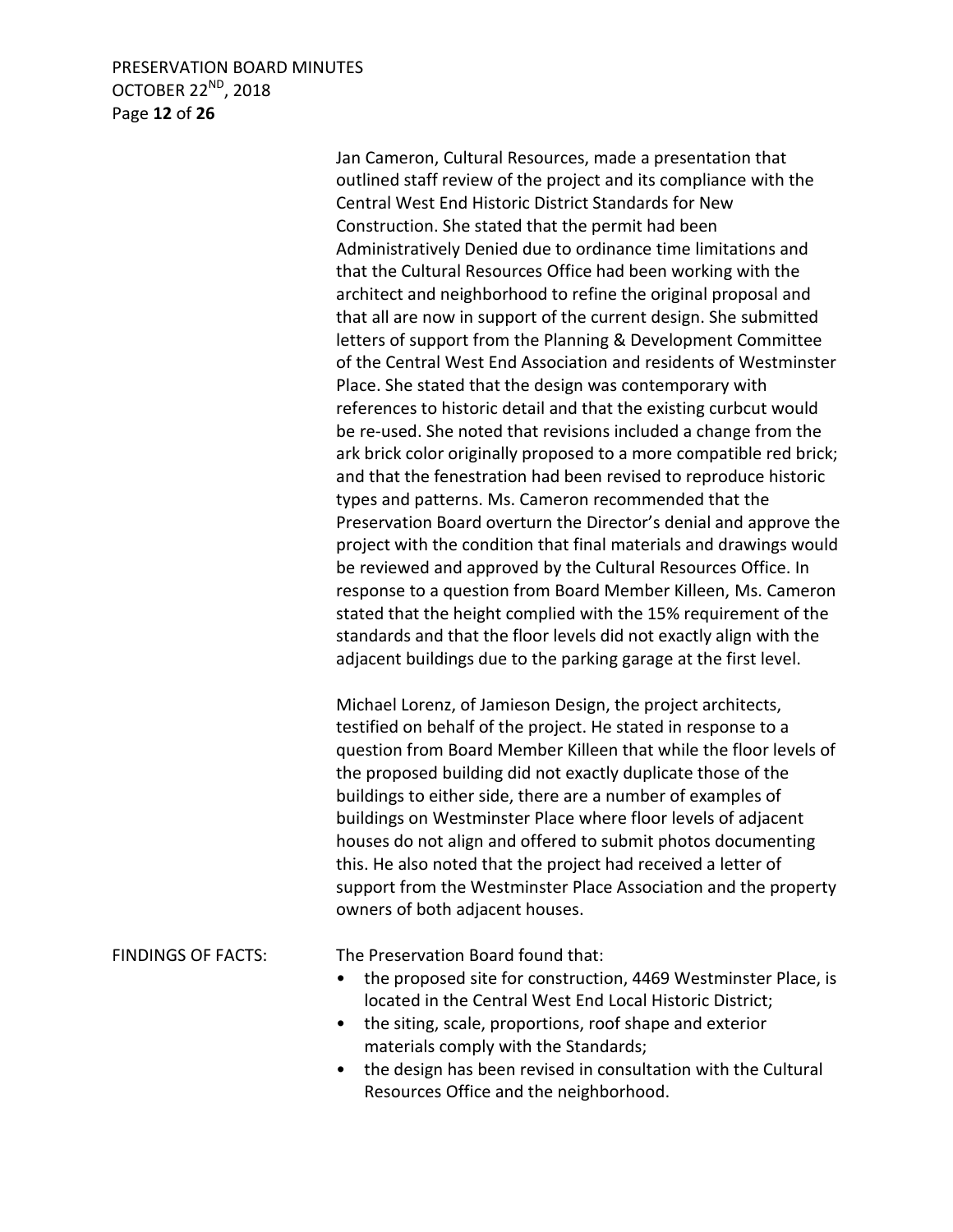Jan Cameron, Cultural Resources, made a presentation that outlined staff review of the project and its compliance with the Central West End Historic District Standards for New Construction. She stated that the permit had been Administratively Denied due to ordinance time limitations and that the Cultural Resources Office had been working with the architect and neighborhood to refine the original proposal and that all are now in support of the current design. She submitted letters of support from the Planning & Development Committee of the Central West End Association and residents of Westminster Place. She stated that the design was contemporary with references to historic detail and that the existing curbcut would be re-used. She noted that revisions included a change from the ark brick color originally proposed to a more compatible red brick; and that the fenestration had been revised to reproduce historic types and patterns. Ms. Cameron recommended that the Preservation Board overturn the Director's denial and approve the project with the condition that final materials and drawings would be reviewed and approved by the Cultural Resources Office. In response to a question from Board Member Killeen, Ms. Cameron stated that the height complied with the 15% requirement of the standards and that the floor levels did not exactly align with the adjacent buildings due to the parking garage at the first level.

Michael Lorenz, of Jamieson Design, the project architects, testified on behalf of the project. He stated in response to a question from Board Member Killeen that while the floor levels of the proposed building did not exactly duplicate those of the buildings to either side, there are a number of examples of buildings on Westminster Place where floor levels of adjacent houses do not align and offered to submit photos documenting this. He also noted that the project had received a letter of support from the Westminster Place Association and the property owners of both adjacent houses.

FINDINGS OF FACTS: The Preservation Board found that:

- the proposed site for construction, 4469 Westminster Place, is located in the Central West End Local Historic District;
- the siting, scale, proportions, roof shape and exterior materials comply with the Standards;
- the design has been revised in consultation with the Cultural Resources Office and the neighborhood.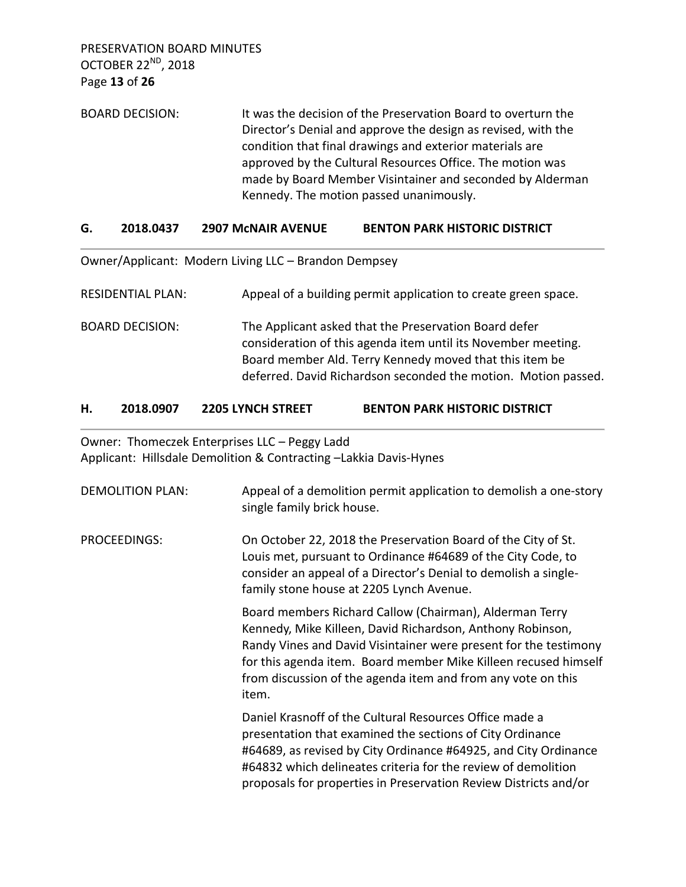BOARD DECISION: It was the decision of the Preservation Board to overturn the Director's Denial and approve the design as revised, with the condition that final drawings and exterior materials are approved by the Cultural Resources Office. The motion was made by Board Member Visintainer and seconded by Alderman Kennedy. The motion passed unanimously.

## G. 2018.0437 2907 McNAIR AVENUE BENTON PARK HISTORIC DISTRICT

Owner/Applicant: Modern Living LLC – Brandon Dempsey

RESIDENTIAL PLAN: Appeal of a building permit application to create green space.

BOARD DECISION: The Applicant asked that the Preservation Board defer consideration of this agenda item until its November meeting. Board member Ald. Terry Kennedy moved that this item be deferred. David Richardson seconded the motion. Motion passed.

## H. 2018.0907 2205 LYNCH STREET BENTON PARK HISTORIC DISTRICT

Owner: Thomeczek Enterprises LLC – Peggy Ladd
Applicant: Hillsdale Demolition & Contracting –Lakkia Davis-Hynes

DEMOLITION PLAN: Appeal of a demolition permit application to demolish a one-story single family brick house.

PROCEEDINGS: On October 22, 2018 the Preservation Board of the City of St. Louis met, pursuant to Ordinance #64689 of the City Code, to consider an appeal of a Director's Denial to demolish a single-family stone house at 2205 Lynch Avenue.

Board members Richard Callow (Chairman), Alderman Terry Kennedy, Mike Killeen, David Richardson, Anthony Robinson, Randy Vines and David Visintainer were present for the testimony for this agenda item. Board member Mike Killeen recused himself from discussion of the agenda item and from any vote on this item.

Daniel Krasnoff of the Cultural Resources Office made a presentation that examined the sections of City Ordinance #64689, as revised by City Ordinance #64925, and City Ordinance #64832 which delineates criteria for the review of demolition proposals for properties in Preservation Review Districts and/or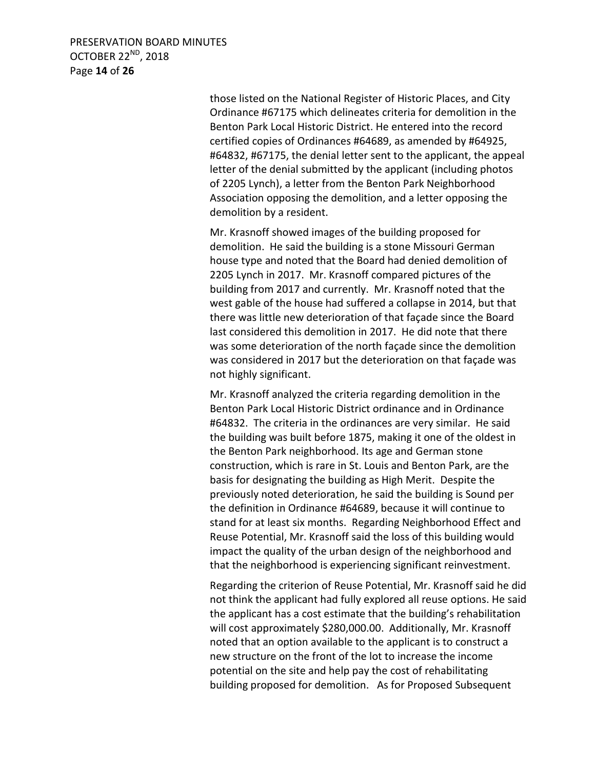those listed on the National Register of Historic Places, and City Ordinance #67175 which delineates criteria for demolition in the Benton Park Local Historic District. He entered into the record certified copies of Ordinances #64689, as amended by #64925, #64832, #67175, the denial letter sent to the applicant, the appeal letter of the denial submitted by the applicant (including photos of 2205 Lynch), a letter from the Benton Park Neighborhood Association opposing the demolition, and a letter opposing the demolition by a resident.

Mr. Krasnoff showed images of the building proposed for demolition. He said the building is a stone Missouri German house type and noted that the Board had denied demolition of 2205 Lynch in 2017. Mr. Krasnoff compared pictures of the building from 2017 and currently. Mr. Krasnoff noted that the west gable of the house had suffered a collapse in 2014, but that there was little new deterioration of that façade since the Board last considered this demolition in 2017. He did note that there was some deterioration of the north façade since the demolition was considered in 2017 but the deterioration on that façade was not highly significant.

Mr. Krasnoff analyzed the criteria regarding demolition in the Benton Park Local Historic District ordinance and in Ordinance #64832. The criteria in the ordinances are very similar. He said the building was built before 1875, making it one of the oldest in the Benton Park neighborhood. Its age and German stone construction, which is rare in St. Louis and Benton Park, are the basis for designating the building as High Merit. Despite the previously noted deterioration, he said the building is Sound per the definition in Ordinance #64689, because it will continue to stand for at least six months. Regarding Neighborhood Effect and Reuse Potential, Mr. Krasnoff said the loss of this building would impact the quality of the urban design of the neighborhood and that the neighborhood is experiencing significant reinvestment.

Regarding the criterion of Reuse Potential, Mr. Krasnoff said he did not think the applicant had fully explored all reuse options. He said the applicant has a cost estimate that the building's rehabilitation will cost approximately $280,000.00. Additionally, Mr. Krasnoff noted that an option available to the applicant is to construct a new structure on the front of the lot to increase the income potential on the site and help pay the cost of rehabilitating building proposed for demolition. As for Proposed Subsequent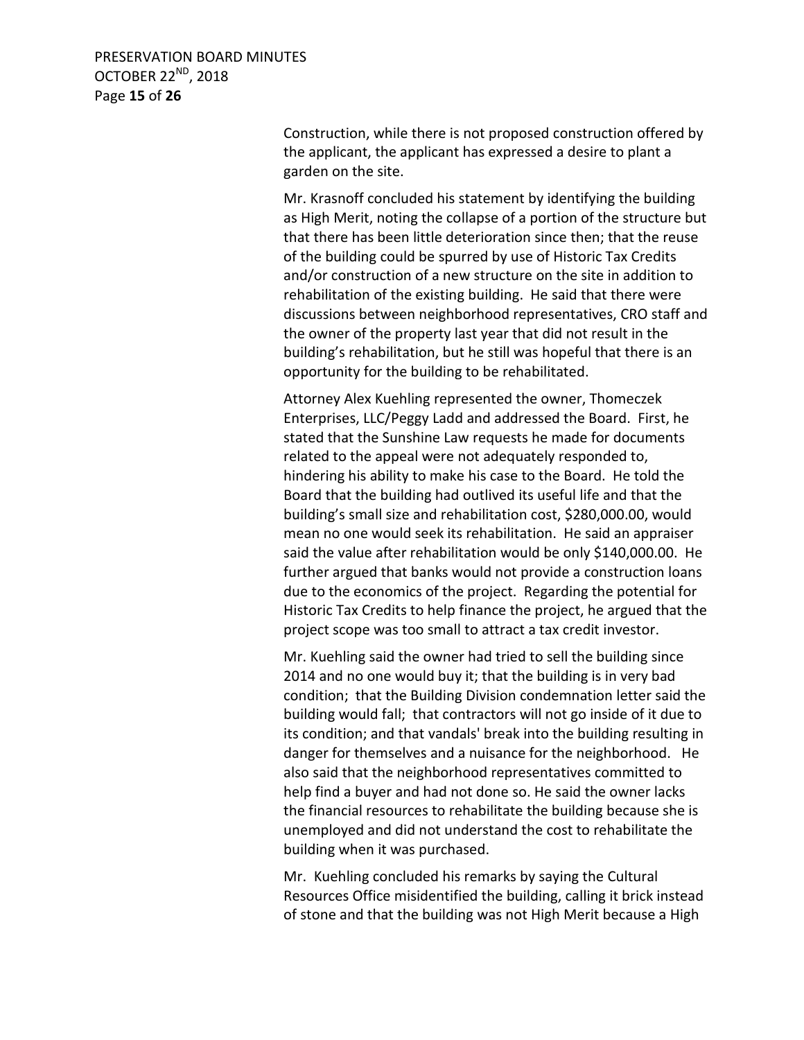Construction, while there is not proposed construction offered by the applicant, the applicant has expressed a desire to plant a garden on the site.

Mr. Krasnoff concluded his statement by identifying the building as High Merit, noting the collapse of a portion of the structure but that there has been little deterioration since then; that the reuse of the building could be spurred by use of Historic Tax Credits and/or construction of a new structure on the site in addition to rehabilitation of the existing building. He said that there were discussions between neighborhood representatives, CRO staff and the owner of the property last year that did not result in the building's rehabilitation, but he still was hopeful that there is an opportunity for the building to be rehabilitated.

Attorney Alex Kuehling represented the owner, Thomeczek Enterprises, LLC/Peggy Ladd and addressed the Board. First, he stated that the Sunshine Law requests he made for documents related to the appeal were not adequately responded to, hindering his ability to make his case to the Board. He told the Board that the building had outlived its useful life and that the building's small size and rehabilitation cost, $280,000.00, would mean no one would seek its rehabilitation. He said an appraiser said the value after rehabilitation would be only $140,000.00. He further argued that banks would not provide a construction loans due to the economics of the project. Regarding the potential for Historic Tax Credits to help finance the project, he argued that the project scope was too small to attract a tax credit investor.

Mr. Kuehling said the owner had tried to sell the building since 2014 and no one would buy it; that the building is in very bad condition; that the Building Division condemnation letter said the building would fall; that contractors will not go inside of it due to its condition; and that vandals' break into the building resulting in danger for themselves and a nuisance for the neighborhood. He also said that the neighborhood representatives committed to help find a buyer and had not done so. He said the owner lacks the financial resources to rehabilitate the building because she is unemployed and did not understand the cost to rehabilitate the building when it was purchased.

Mr. Kuehling concluded his remarks by saying the Cultural Resources Office misidentified the building, calling it brick instead of stone and that the building was not High Merit because a High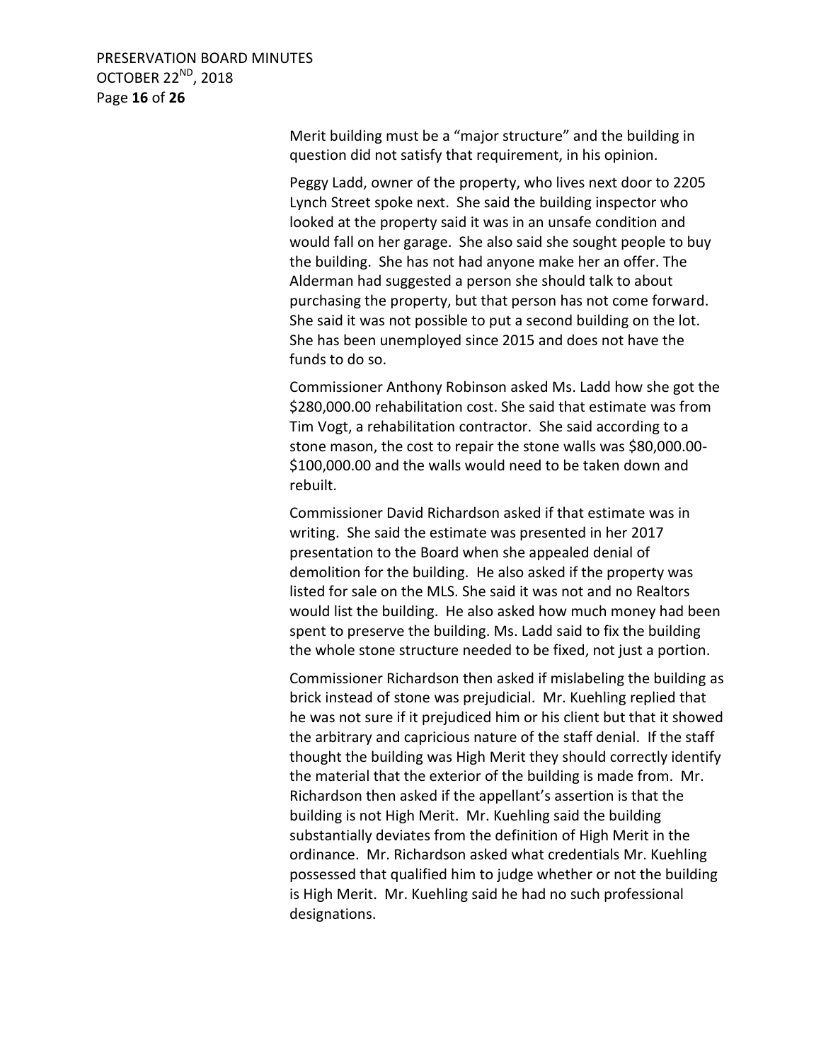Merit building must be a “major structure” and the building in question did not satisfy that requirement, in his opinion.

Peggy Ladd, owner of the property, who lives next door to 2205 Lynch Street spoke next. She said the building inspector who looked at the property said it was in an unsafe condition and would fall on her garage. She also said she sought people to buy the building. She has not had anyone make her an offer. The Alderman had suggested a person she should talk to about purchasing the property, but that person has not come forward. She said it was not possible to put a second building on the lot. She has been unemployed since 2015 and does not have the funds to do so.

Commissioner Anthony Robinson asked Ms. Ladd how she got the $280,000.00 rehabilitation cost. She said that estimate was from Tim Vogt, a rehabilitation contractor. She said according to a stone mason, the cost to repair the stone walls was $80,000.00-$100,000.00 and the walls would need to be taken down and rebuilt.

Commissioner David Richardson asked if that estimate was in writing. She said the estimate was presented in her 2017 presentation to the Board when she appealed denial of demolition for the building. He also asked if the property was listed for sale on the MLS. She said it was not and no Realtors would list the building. He also asked how much money had been spent to preserve the building. Ms. Ladd said to fix the building the whole stone structure needed to be fixed, not just a portion.

Commissioner Richardson then asked if mislabeling the building as brick instead of stone was prejudicial. Mr. Kuehling replied that he was not sure if it prejudiced him or his client but that it showed the arbitrary and capricious nature of the staff denial. If the staff thought the building was High Merit they should correctly identify the material that the exterior of the building is made from. Mr. Richardson then asked if the appellant’s assertion is that the building is not High Merit. Mr. Kuehling said the building substantially deviates from the definition of High Merit in the ordinance. Mr. Richardson asked what credentials Mr. Kuehling possessed that qualified him to judge whether or not the building is High Merit. Mr. Kuehling said he had no such professional designations.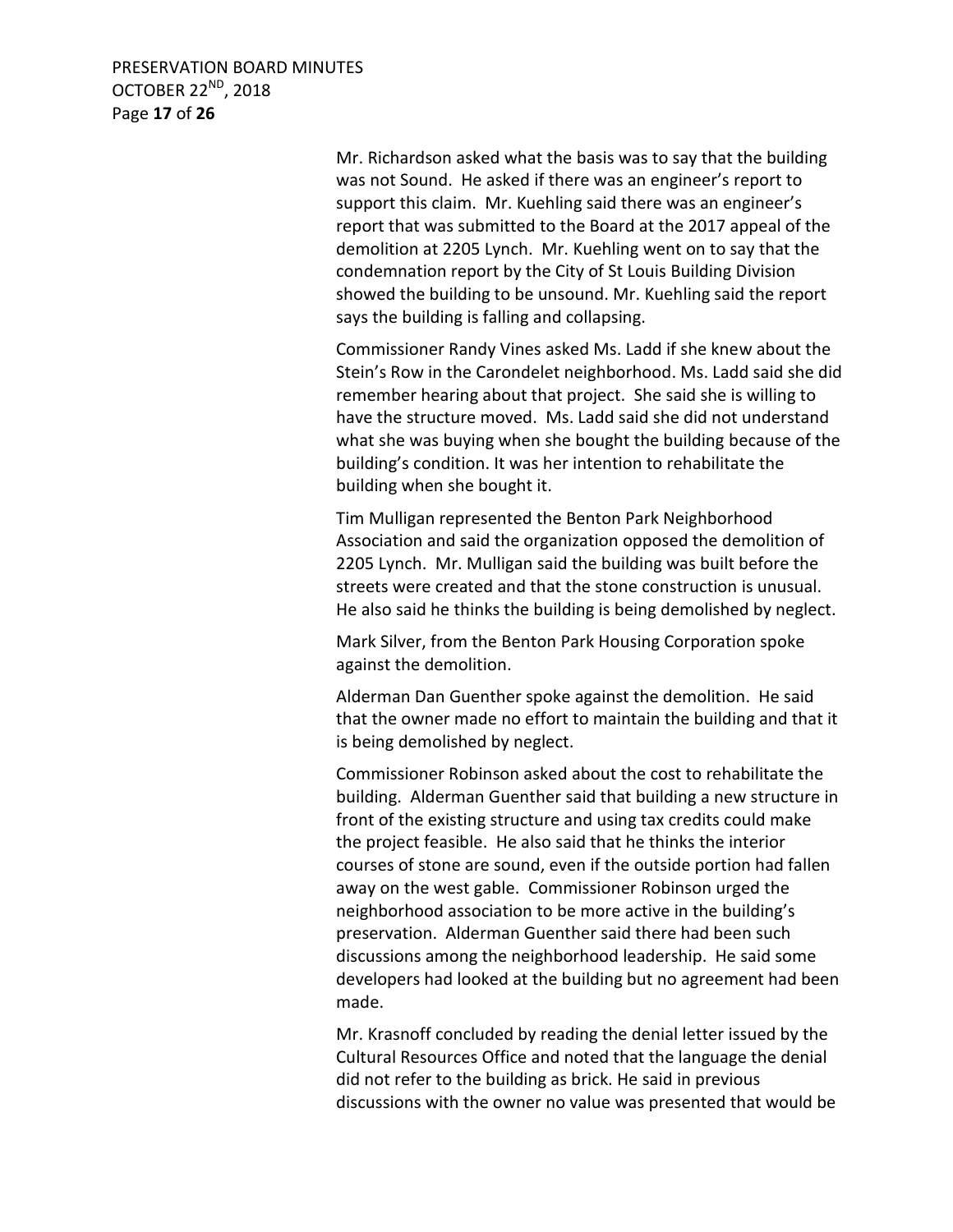Mr. Richardson asked what the basis was to say that the building was not Sound. He asked if there was an engineer's report to support this claim. Mr. Kuehling said there was an engineer's report that was submitted to the Board at the 2017 appeal of the demolition at 2205 Lynch. Mr. Kuehling went on to say that the condemnation report by the City of St Louis Building Division showed the building to be unsound. Mr. Kuehling said the report says the building is falling and collapsing.

Commissioner Randy Vines asked Ms. Ladd if she knew about the Stein's Row in the Carondelet neighborhood. Ms. Ladd said she did remember hearing about that project. She said she is willing to have the structure moved. Ms. Ladd said she did not understand what she was buying when she bought the building because of the building's condition. It was her intention to rehabilitate the building when she bought it.

Tim Mulligan represented the Benton Park Neighborhood Association and said the organization opposed the demolition of 2205 Lynch. Mr. Mulligan said the building was built before the streets were created and that the stone construction is unusual. He also said he thinks the building is being demolished by neglect.

Mark Silver, from the Benton Park Housing Corporation spoke against the demolition.

Alderman Dan Guenther spoke against the demolition. He said that the owner made no effort to maintain the building and that it is being demolished by neglect.

Commissioner Robinson asked about the cost to rehabilitate the building. Alderman Guenther said that building a new structure in front of the existing structure and using tax credits could make the project feasible. He also said that he thinks the interior courses of stone are sound, even if the outside portion had fallen away on the west gable. Commissioner Robinson urged the neighborhood association to be more active in the building's preservation. Alderman Guenther said there had been such discussions among the neighborhood leadership. He said some developers had looked at the building but no agreement had been made.

Mr. Krasnoff concluded by reading the denial letter issued by the Cultural Resources Office and noted that the language the denial did not refer to the building as brick. He said in previous discussions with the owner no value was presented that would be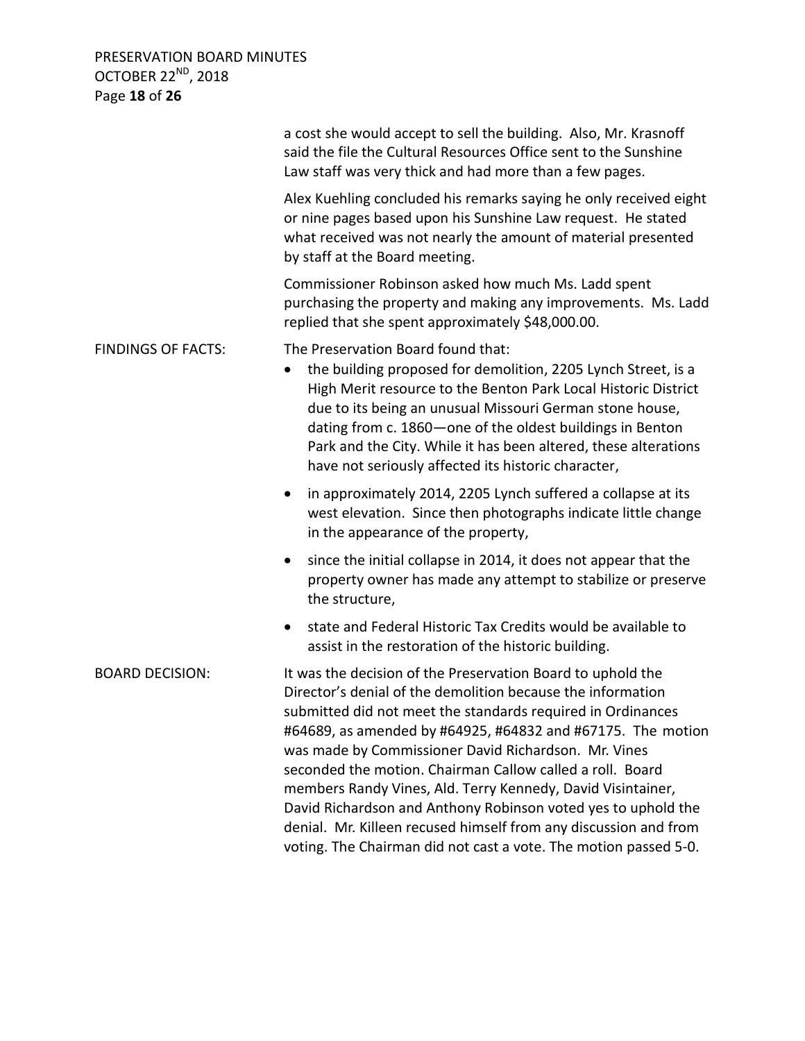a cost she would accept to sell the building. Also, Mr. Krasnoff said the file the Cultural Resources Office sent to the Sunshine Law staff was very thick and had more than a few pages.

Alex Kuehling concluded his remarks saying he only received eight or nine pages based upon his Sunshine Law request. He stated what received was not nearly the amount of material presented by staff at the Board meeting.

Commissioner Robinson asked how much Ms. Ladd spent purchasing the property and making any improvements. Ms. Ladd replied that she spent approximately $48,000.00.

**FINDINGS OF FACTS:** The Preservation Board found that:

- the building proposed for demolition, 2205 Lynch Street, is a High Merit resource to the Benton Park Local Historic District due to its being an unusual Missouri German stone house, dating from c. 1860—one of the oldest buildings in Benton Park and the City. While it has been altered, these alterations have not seriously affected its historic character,
- in approximately 2014, 2205 Lynch suffered a collapse at its west elevation. Since then photographs indicate little change in the appearance of the property,
- since the initial collapse in 2014, it does not appear that the property owner has made any attempt to stabilize or preserve the structure,
- state and Federal Historic Tax Credits would be available to assist in the restoration of the historic building.

**BOARD DECISION:** It was the decision of the Preservation Board to uphold the Director's denial of the demolition because the information submitted did not meet the standards required in Ordinances #64689, as amended by #64925, #64832 and #67175. The motion was made by Commissioner David Richardson. Mr. Vines seconded the motion. Chairman Callow called a roll. Board members Randy Vines, Ald. Terry Kennedy, David Visintainer, David Richardson and Anthony Robinson voted yes to uphold the denial. Mr. Killeen recused himself from any discussion and from voting. The Chairman did not cast a vote. The motion passed 5-0.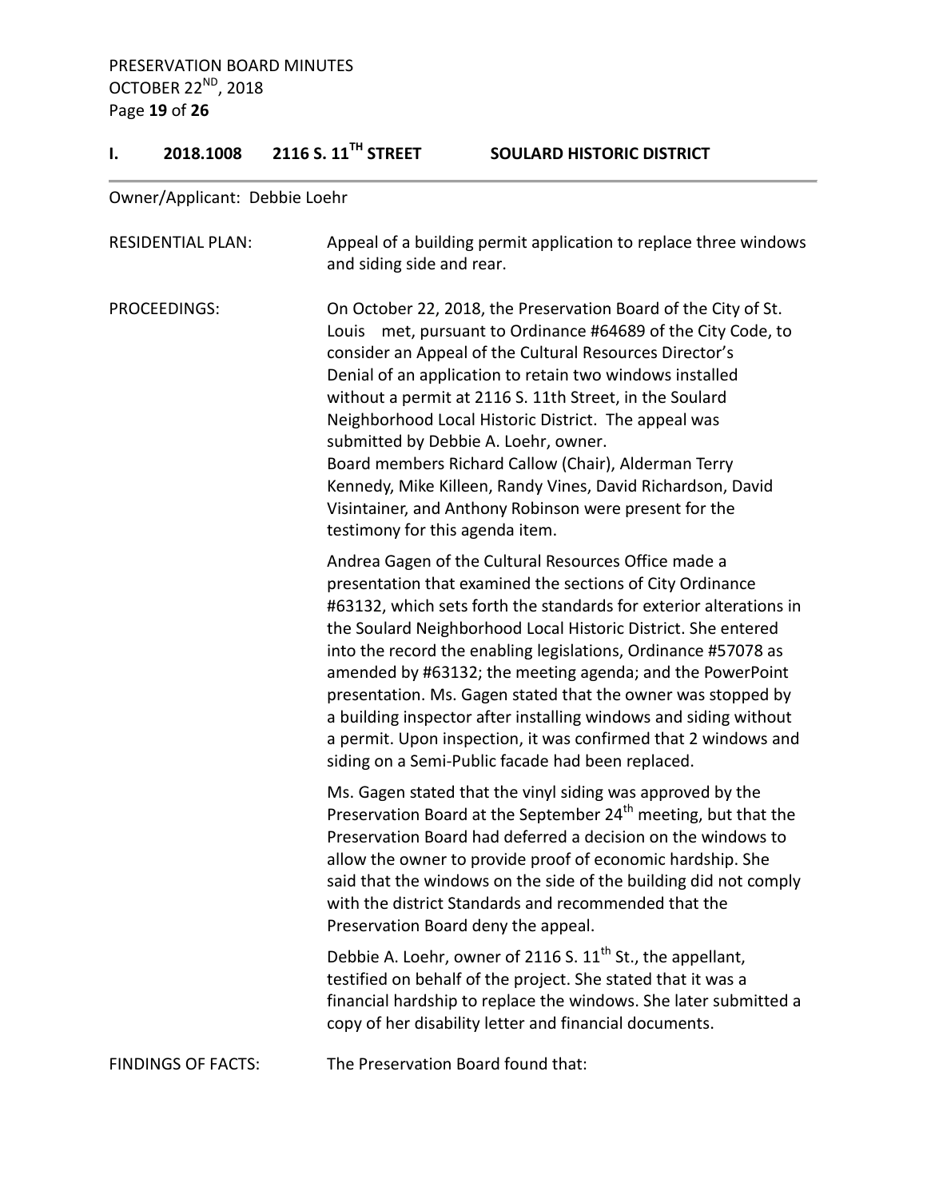## I. 2018.1008 2116 S. 11TH STREET SOULARD HISTORIC DISTRICT

Owner/Applicant: Debbie Loehr

RESIDENTIAL PLAN: Appeal of a building permit application to replace three windows and siding side and rear.

PROCEEDINGS: On October 22, 2018, the Preservation Board of the City of St. Louis met, pursuant to Ordinance #64689 of the City Code, to consider an Appeal of the Cultural Resources Director's Denial of an application to retain two windows installed without a permit at 2116 S. 11th Street, in the Soulard Neighborhood Local Historic District. The appeal was submitted by Debbie A. Loehr, owner.
Board members Richard Callow (Chair), Alderman Terry Kennedy, Mike Killeen, Randy Vines, David Richardson, David Visintainer, and Anthony Robinson were present for the testimony for this agenda item.

Andrea Gagen of the Cultural Resources Office made a presentation that examined the sections of City Ordinance #63132, which sets forth the standards for exterior alterations in the Soulard Neighborhood Local Historic District. She entered into the record the enabling legislations, Ordinance #57078 as amended by #63132; the meeting agenda; and the PowerPoint presentation. Ms. Gagen stated that the owner was stopped by a building inspector after installing windows and siding without a permit. Upon inspection, it was confirmed that 2 windows and siding on a Semi-Public facade had been replaced.

Ms. Gagen stated that the vinyl siding was approved by the Preservation Board at the September 24th meeting, but that the Preservation Board had deferred a decision on the windows to allow the owner to provide proof of economic hardship. She said that the windows on the side of the building did not comply with the district Standards and recommended that the Preservation Board deny the appeal.

Debbie A. Loehr, owner of 2116 S. 11th St., the appellant, testified on behalf of the project. She stated that it was a financial hardship to replace the windows. She later submitted a copy of her disability letter and financial documents.

FINDINGS OF FACTS: The Preservation Board found that: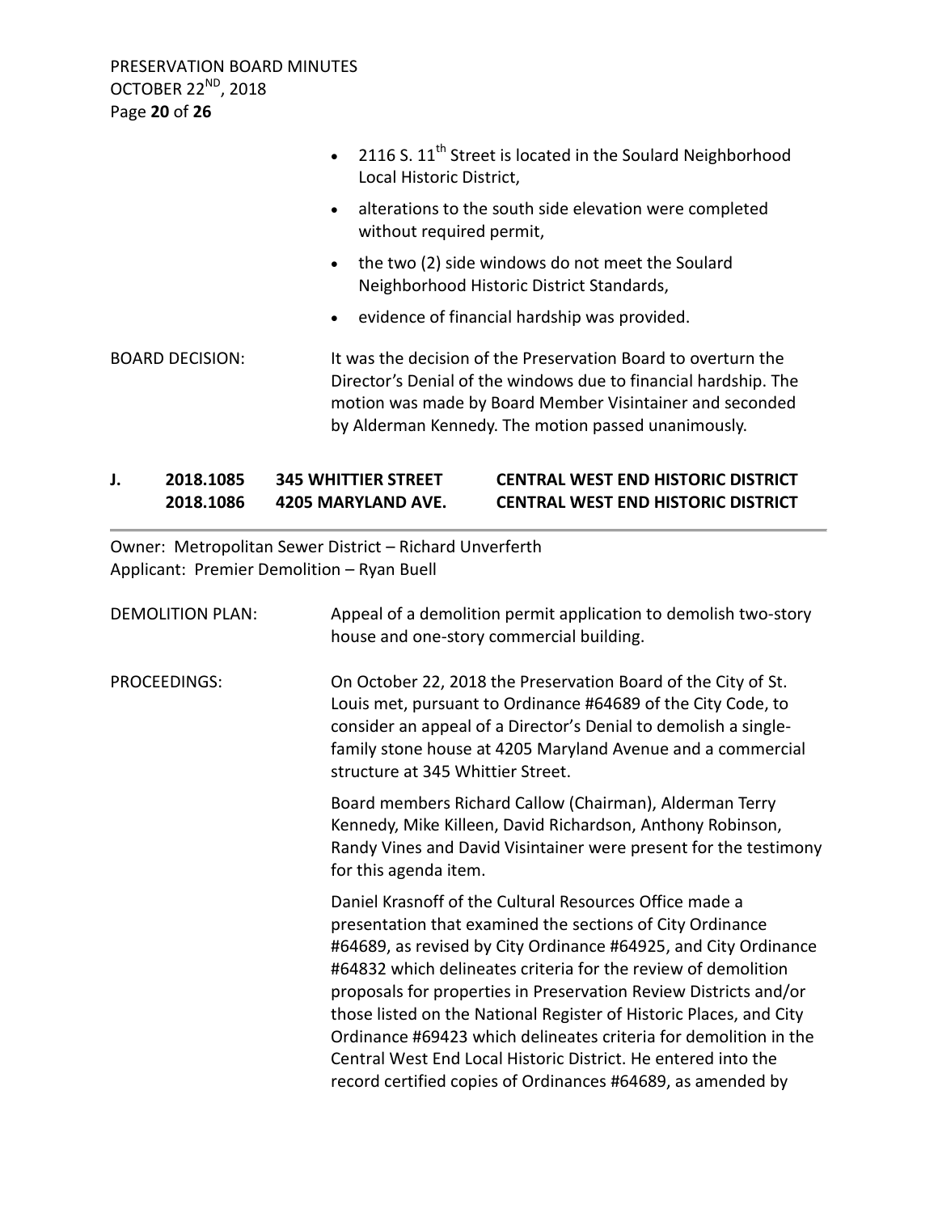- 2116 S. 11th Street is located in the Soulard Neighborhood Local Historic District,
- alterations to the south side elevation were completed without required permit,
- the two (2) side windows do not meet the Soulard Neighborhood Historic District Standards,
- evidence of financial hardship was provided.

BOARD DECISION: It was the decision of the Preservation Board to overturn the Director's Denial of the windows due to financial hardship. The motion was made by Board Member Visintainer and seconded by Alderman Kennedy. The motion passed unanimously.

**J. 2018.1085 345 WHITTIER STREET CENTRAL WEST END HISTORIC DISTRICT**
**2018.1086 4205 MARYLAND AVE. CENTRAL WEST END HISTORIC DISTRICT**

Owner: Metropolitan Sewer District – Richard Unverferth
Applicant: Premier Demolition – Ryan Buell

DEMOLITION PLAN: Appeal of a demolition permit application to demolish two-story house and one-story commercial building.

PROCEEDINGS: On October 22, 2018 the Preservation Board of the City of St. Louis met, pursuant to Ordinance #64689 of the City Code, to consider an appeal of a Director's Denial to demolish a single-family stone house at 4205 Maryland Avenue and a commercial structure at 345 Whittier Street.

Board members Richard Callow (Chairman), Alderman Terry Kennedy, Mike Killeen, David Richardson, Anthony Robinson, Randy Vines and David Visintainer were present for the testimony for this agenda item.

Daniel Krasnoff of the Cultural Resources Office made a presentation that examined the sections of City Ordinance #64689, as revised by City Ordinance #64925, and City Ordinance #64832 which delineates criteria for the review of demolition proposals for properties in Preservation Review Districts and/or those listed on the National Register of Historic Places, and City Ordinance #69423 which delineates criteria for demolition in the Central West End Local Historic District. He entered into the record certified copies of Ordinances #64689, as amended by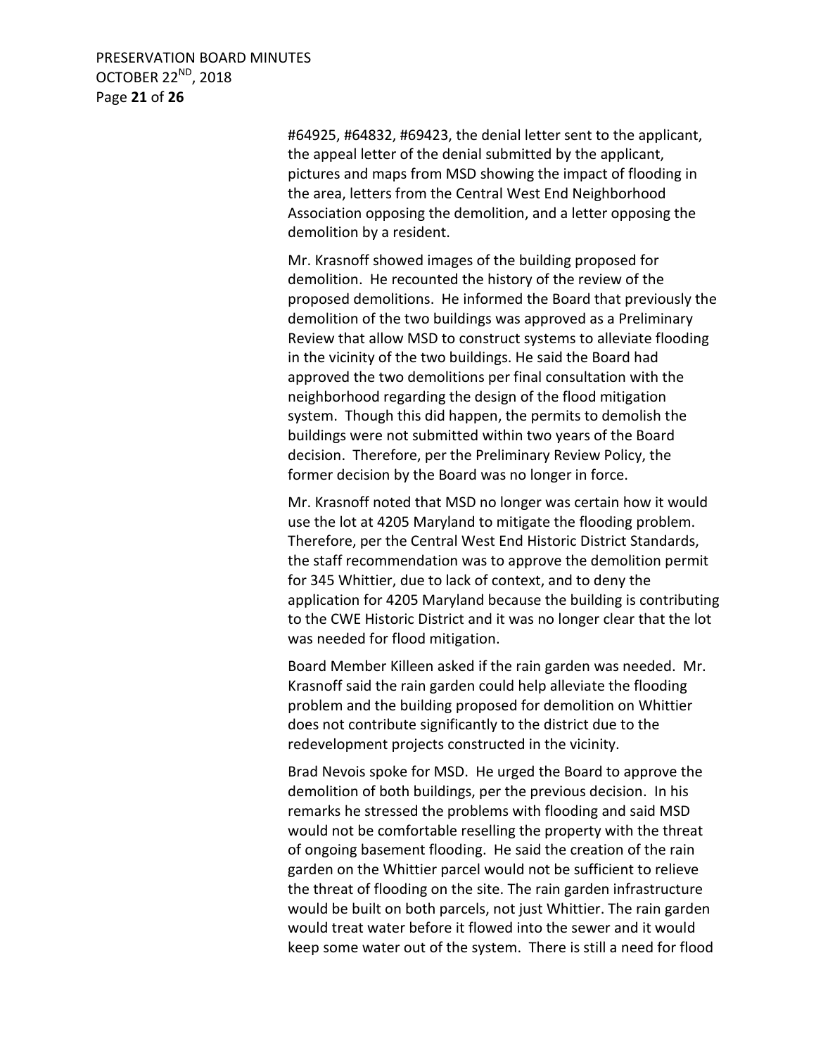#64925, #64832, #69423, the denial letter sent to the applicant, the appeal letter of the denial submitted by the applicant, pictures and maps from MSD showing the impact of flooding in the area, letters from the Central West End Neighborhood Association opposing the demolition, and a letter opposing the demolition by a resident.

Mr. Krasnoff showed images of the building proposed for demolition. He recounted the history of the review of the proposed demolitions. He informed the Board that previously the demolition of the two buildings was approved as a Preliminary Review that allow MSD to construct systems to alleviate flooding in the vicinity of the two buildings. He said the Board had approved the two demolitions per final consultation with the neighborhood regarding the design of the flood mitigation system. Though this did happen, the permits to demolish the buildings were not submitted within two years of the Board decision. Therefore, per the Preliminary Review Policy, the former decision by the Board was no longer in force.

Mr. Krasnoff noted that MSD no longer was certain how it would use the lot at 4205 Maryland to mitigate the flooding problem. Therefore, per the Central West End Historic District Standards, the staff recommendation was to approve the demolition permit for 345 Whittier, due to lack of context, and to deny the application for 4205 Maryland because the building is contributing to the CWE Historic District and it was no longer clear that the lot was needed for flood mitigation.

Board Member Killeen asked if the rain garden was needed. Mr. Krasnoff said the rain garden could help alleviate the flooding problem and the building proposed for demolition on Whittier does not contribute significantly to the district due to the redevelopment projects constructed in the vicinity.

Brad Nevois spoke for MSD. He urged the Board to approve the demolition of both buildings, per the previous decision. In his remarks he stressed the problems with flooding and said MSD would not be comfortable reselling the property with the threat of ongoing basement flooding. He said the creation of the rain garden on the Whittier parcel would not be sufficient to relieve the threat of flooding on the site. The rain garden infrastructure would be built on both parcels, not just Whittier. The rain garden would treat water before it flowed into the sewer and it would keep some water out of the system. There is still a need for flood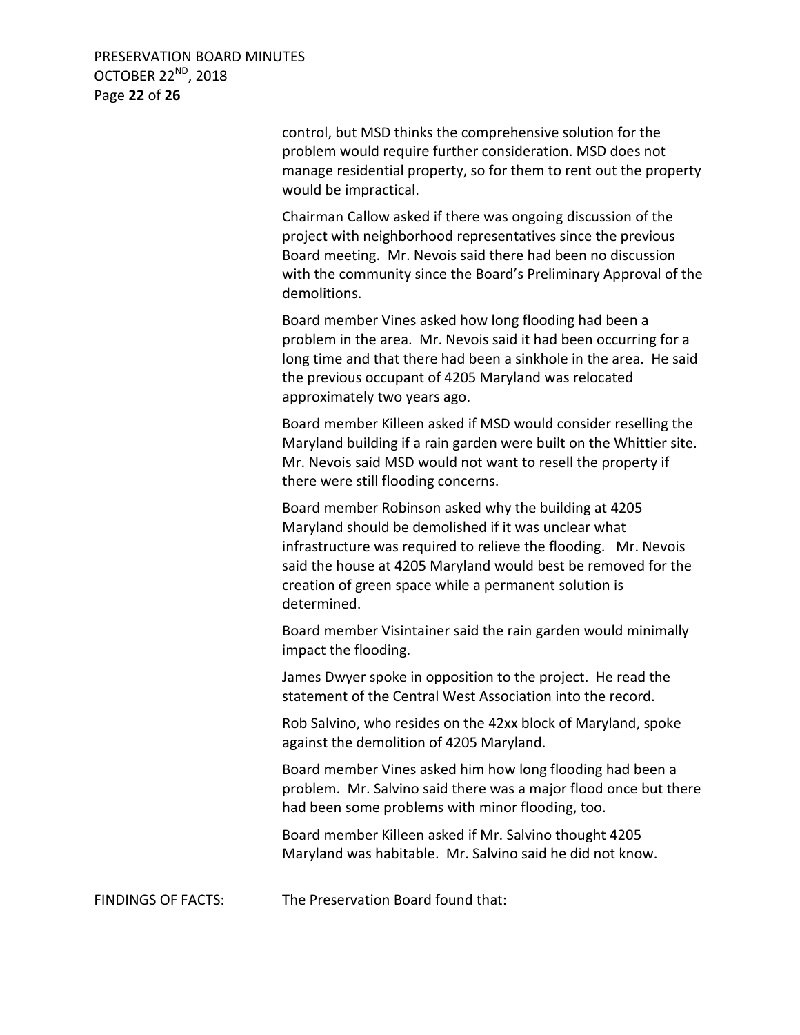control, but MSD thinks the comprehensive solution for the problem would require further consideration. MSD does not manage residential property, so for them to rent out the property would be impractical.

Chairman Callow asked if there was ongoing discussion of the project with neighborhood representatives since the previous Board meeting. Mr. Nevois said there had been no discussion with the community since the Board's Preliminary Approval of the demolitions.

Board member Vines asked how long flooding had been a problem in the area. Mr. Nevois said it had been occurring for a long time and that there had been a sinkhole in the area. He said the previous occupant of 4205 Maryland was relocated approximately two years ago.

Board member Killeen asked if MSD would consider reselling the Maryland building if a rain garden were built on the Whittier site. Mr. Nevois said MSD would not want to resell the property if there were still flooding concerns.

Board member Robinson asked why the building at 4205 Maryland should be demolished if it was unclear what infrastructure was required to relieve the flooding. Mr. Nevois said the house at 4205 Maryland would best be removed for the creation of green space while a permanent solution is determined.

Board member Visintainer said the rain garden would minimally impact the flooding.

James Dwyer spoke in opposition to the project. He read the statement of the Central West Association into the record.

Rob Salvino, who resides on the 42xx block of Maryland, spoke against the demolition of 4205 Maryland.

Board member Vines asked him how long flooding had been a problem. Mr. Salvino said there was a major flood once but there had been some problems with minor flooding, too.

Board member Killeen asked if Mr. Salvino thought 4205 Maryland was habitable. Mr. Salvino said he did not know.

FINDINGS OF FACTS: The Preservation Board found that: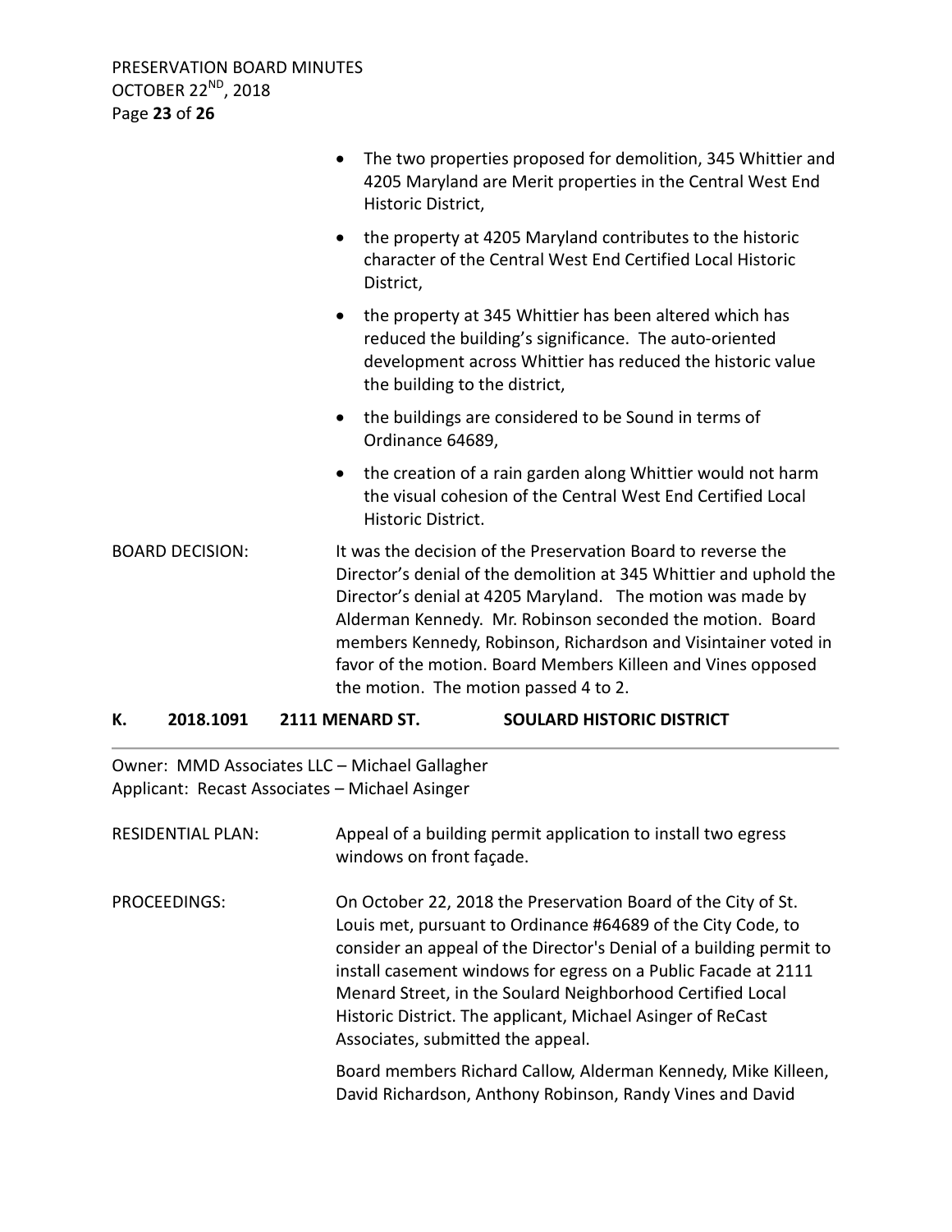- The two properties proposed for demolition, 345 Whittier and 4205 Maryland are Merit properties in the Central West End Historic District,
- the property at 4205 Maryland contributes to the historic character of the Central West End Certified Local Historic District,
- the property at 345 Whittier has been altered which has reduced the building's significance. The auto-oriented development across Whittier has reduced the historic value the building to the district,
- the buildings are considered to be Sound in terms of Ordinance 64689,
- the creation of a rain garden along Whittier would not harm the visual cohesion of the Central West End Certified Local Historic District.

BOARD DECISION: It was the decision of the Preservation Board to reverse the Director's denial of the demolition at 345 Whittier and uphold the Director's denial at 4205 Maryland. The motion was made by Alderman Kennedy. Mr. Robinson seconded the motion. Board members Kennedy, Robinson, Richardson and Visintainer voted in favor of the motion. Board Members Killeen and Vines opposed the motion. The motion passed 4 to 2.

## K. 2018.1091 2111 MENARD ST. SOULARD HISTORIC DISTRICT

Owner: MMD Associates LLC – Michael Gallagher
Applicant: Recast Associates – Michael Asinger

RESIDENTIAL PLAN: Appeal of a building permit application to install two egress windows on front façade.

PROCEEDINGS: On October 22, 2018 the Preservation Board of the City of St. Louis met, pursuant to Ordinance #64689 of the City Code, to consider an appeal of the Director's Denial of a building permit to install casement windows for egress on a Public Facade at 2111 Menard Street, in the Soulard Neighborhood Certified Local Historic District. The applicant, Michael Asinger of ReCast Associates, submitted the appeal.

Board members Richard Callow, Alderman Kennedy, Mike Killeen, David Richardson, Anthony Robinson, Randy Vines and David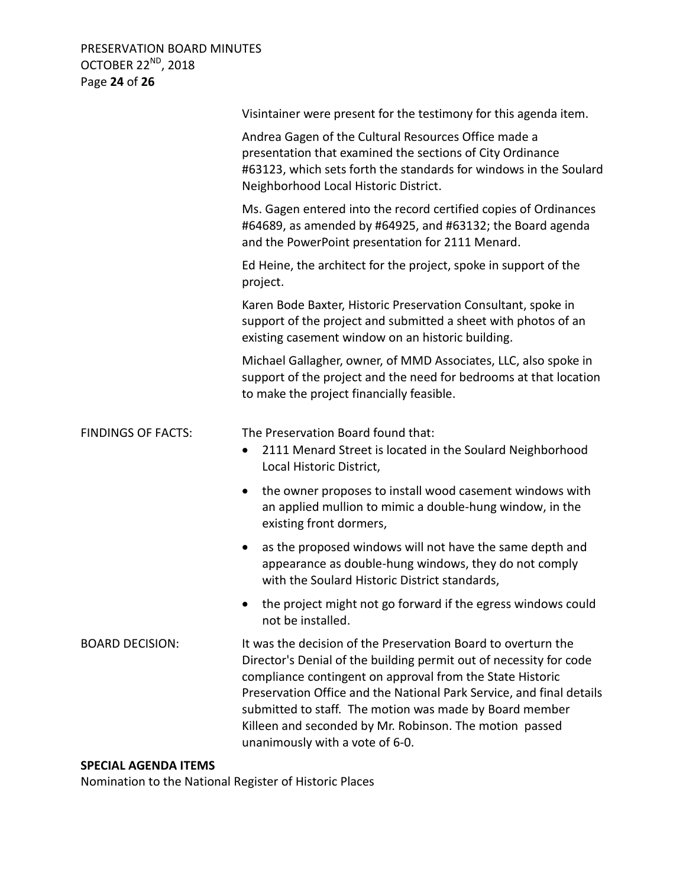Visintainer were present for the testimony for this agenda item.

Andrea Gagen of the Cultural Resources Office made a presentation that examined the sections of City Ordinance #63123, which sets forth the standards for windows in the Soulard Neighborhood Local Historic District.

Ms. Gagen entered into the record certified copies of Ordinances #64689, as amended by #64925, and #63132; the Board agenda and the PowerPoint presentation for 2111 Menard.

Ed Heine, the architect for the project, spoke in support of the project.

Karen Bode Baxter, Historic Preservation Consultant, spoke in support of the project and submitted a sheet with photos of an existing casement window on an historic building.

Michael Gallagher, owner, of MMD Associates, LLC, also spoke in support of the project and the need for bedrooms at that location to make the project financially feasible.

FINDINGS OF FACTS: The Preservation Board found that:

- 2111 Menard Street is located in the Soulard Neighborhood Local Historic District,
- the owner proposes to install wood casement windows with an applied mullion to mimic a double-hung window, in the existing front dormers,
- as the proposed windows will not have the same depth and appearance as double-hung windows, they do not comply with the Soulard Historic District standards,
- the project might not go forward if the egress windows could not be installed.

BOARD DECISION: It was the decision of the Preservation Board to overturn the Director's Denial of the building permit out of necessity for code compliance contingent on approval from the State Historic Preservation Office and the National Park Service, and final details submitted to staff. The motion was made by Board member Killeen and seconded by Mr. Robinson. The motion passed unanimously with a vote of 6-0.

**SPECIAL AGENDA ITEMS**

Nomination to the National Register of Historic Places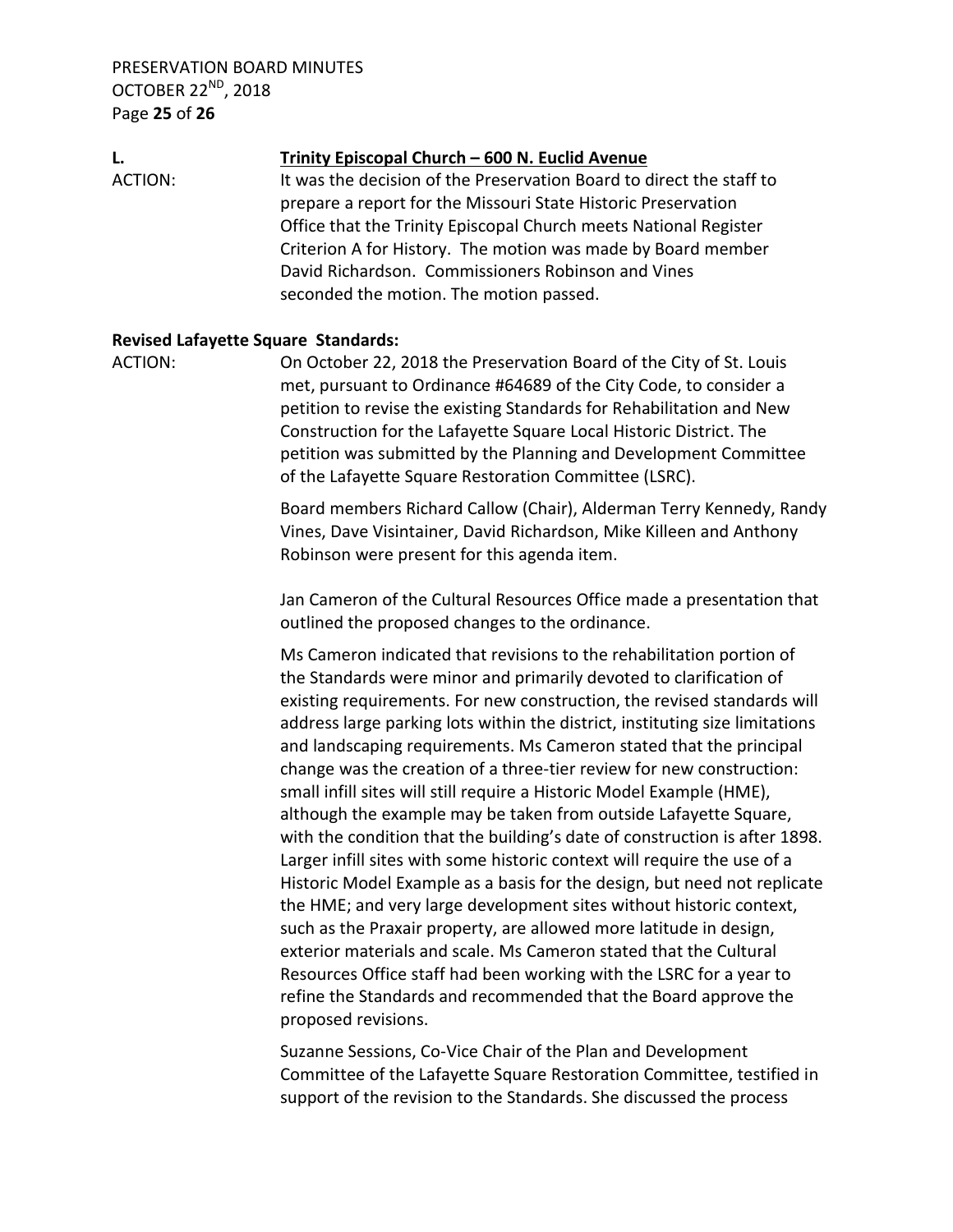**L.** **<u>Trinity Episcopal Church – 600 N. Euclid Avenue</u>**

ACTION: It was the decision of the Preservation Board to direct the staff to prepare a report for the Missouri State Historic Preservation Office that the Trinity Episcopal Church meets National Register Criterion A for History. The motion was made by Board member David Richardson. Commissioners Robinson and Vines seconded the motion. The motion passed.

**Revised Lafayette Square Standards:**

ACTION: On October 22, 2018 the Preservation Board of the City of St. Louis met, pursuant to Ordinance #64689 of the City Code, to consider a petition to revise the existing Standards for Rehabilitation and New Construction for the Lafayette Square Local Historic District. The petition was submitted by the Planning and Development Committee of the Lafayette Square Restoration Committee (LSRC).

Board members Richard Callow (Chair), Alderman Terry Kennedy, Randy Vines, Dave Visintainer, David Richardson, Mike Killeen and Anthony Robinson were present for this agenda item.

Jan Cameron of the Cultural Resources Office made a presentation that outlined the proposed changes to the ordinance.

Ms Cameron indicated that revisions to the rehabilitation portion of the Standards were minor and primarily devoted to clarification of existing requirements. For new construction, the revised standards will address large parking lots within the district, instituting size limitations and landscaping requirements. Ms Cameron stated that the principal change was the creation of a three-tier review for new construction: small infill sites will still require a Historic Model Example (HME), although the example may be taken from outside Lafayette Square, with the condition that the building's date of construction is after 1898. Larger infill sites with some historic context will require the use of a Historic Model Example as a basis for the design, but need not replicate the HME; and very large development sites without historic context, such as the Praxair property, are allowed more latitude in design, exterior materials and scale. Ms Cameron stated that the Cultural Resources Office staff had been working with the LSRC for a year to refine the Standards and recommended that the Board approve the proposed revisions.

Suzanne Sessions, Co-Vice Chair of the Plan and Development Committee of the Lafayette Square Restoration Committee, testified in support of the revision to the Standards. She discussed the process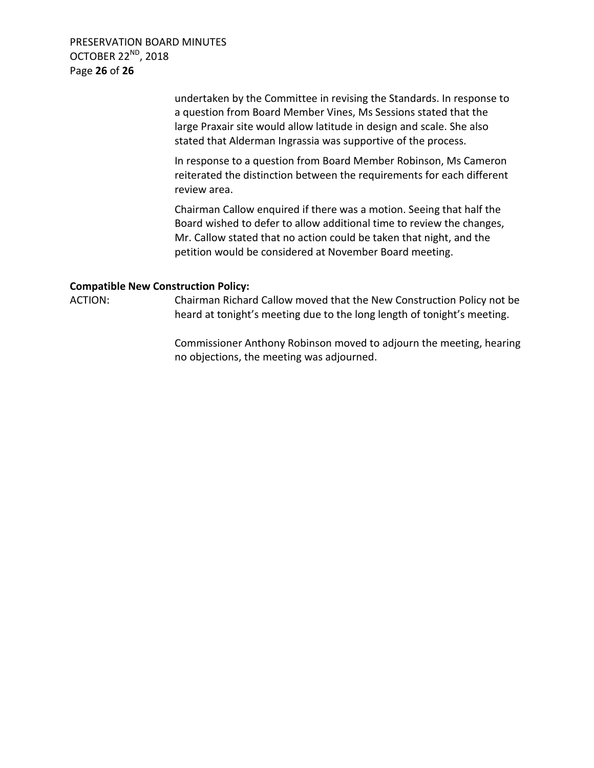undertaken by the Committee in revising the Standards. In response to a question from Board Member Vines, Ms Sessions stated that the large Praxair site would allow latitude in design and scale. She also stated that Alderman Ingrassia was supportive of the process.

In response to a question from Board Member Robinson, Ms Cameron reiterated the distinction between the requirements for each different review area.

Chairman Callow enquired if there was a motion. Seeing that half the Board wished to defer to allow additional time to review the changes, Mr. Callow stated that no action could be taken that night, and the petition would be considered at November Board meeting.

**Compatible New Construction Policy:**

ACTION: Chairman Richard Callow moved that the New Construction Policy not be heard at tonight's meeting due to the long length of tonight's meeting.

Commissioner Anthony Robinson moved to adjourn the meeting, hearing no objections, the meeting was adjourned.